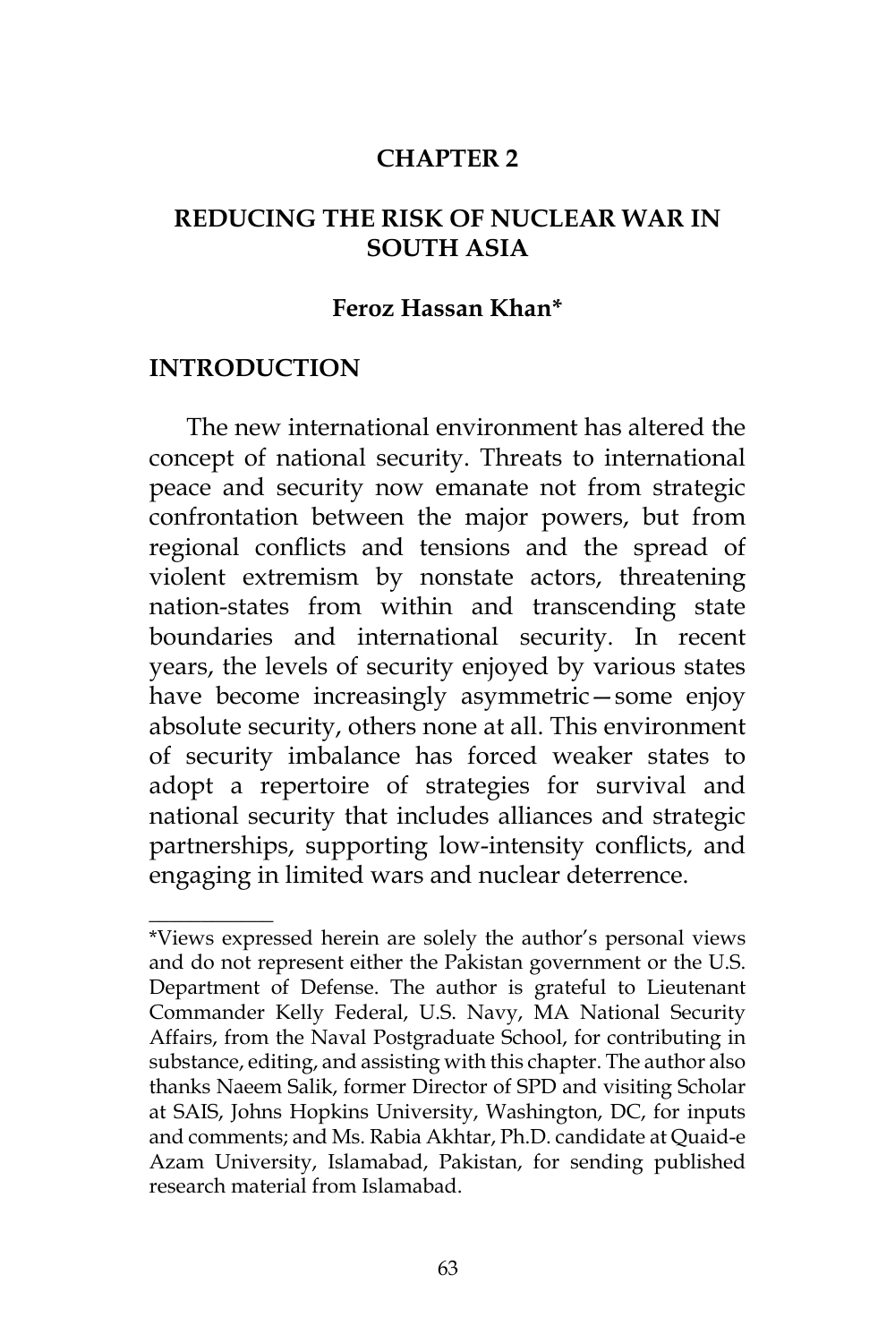# CHAPTER 2

# REDUCING THE RISK OF NUCLEAR WAR IN SOUTH ASIA

**Feroz Hassan Khan***

## INTRODUCTION

The new international environment has altered the concept of national security. Threats to international peace and security now emanate not from strategic confrontation between the major powers, but from regional conflicts and tensions and the spread of violent extremism by nonstate actors, threatening nation-states from within and transcending state boundaries and international security. In recent years, the levels of security enjoyed by various states have become increasingly asymmetric—some enjoy absolute security, others none at all. This environment of security imbalance has forced weaker states to adopt a repertoire of strategies for survival and national security that includes alliances and strategic partnerships, supporting low-intensity conflicts, and engaging in limited wars and nuclear deterrence.

---

*Views expressed herein are solely the author's personal views and do not represent either the Pakistan government or the U.S. Department of Defense. The author is grateful to Lieutenant Commander Kelly Federal, U.S. Navy, MA National Security Affairs, from the Naval Postgraduate School, for contributing in substance, editing, and assisting with this chapter. The author also thanks Naeem Salik, former Director of SPD and visiting Scholar at SAIS, Johns Hopkins University, Washington, DC, for inputs and comments; and Ms. Rabia Akhtar, Ph.D. candidate at Quaid-e Azam University, Islamabad, Pakistan, for sending published research material from Islamabad.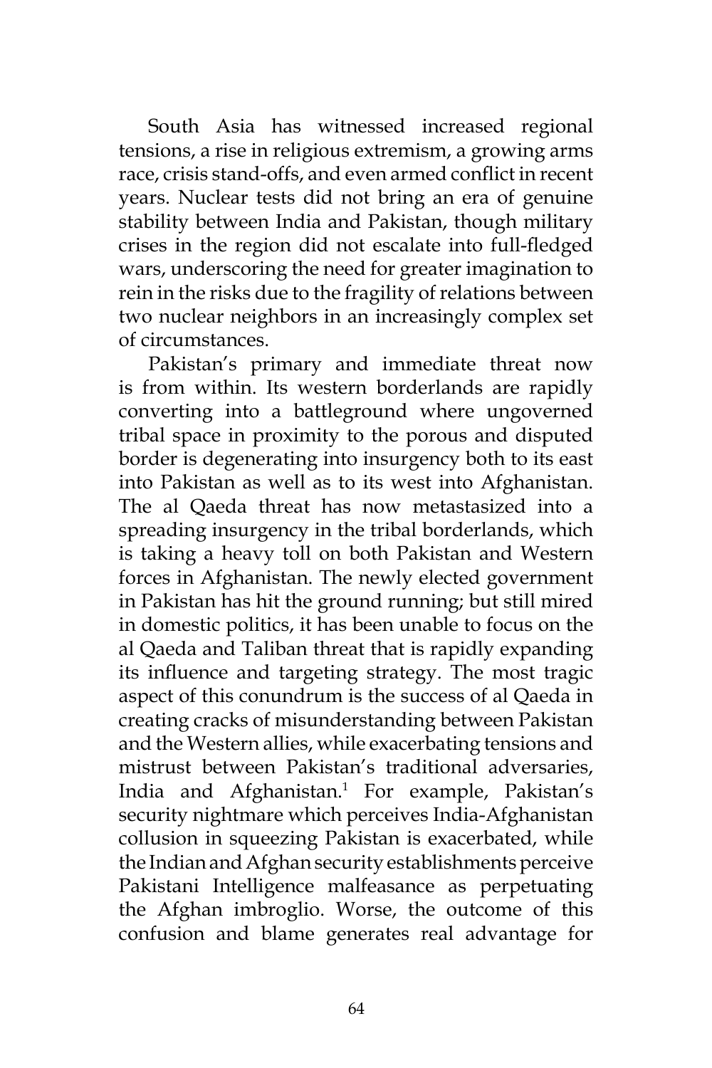South Asia has witnessed increased regional tensions, a rise in religious extremism, a growing arms race, crisis stand-offs, and even armed conflict in recent years. Nuclear tests did not bring an era of genuine stability between India and Pakistan, though military crises in the region did not escalate into full-fledged wars, underscoring the need for greater imagination to rein in the risks due to the fragility of relations between two nuclear neighbors in an increasingly complex set of circumstances.

Pakistan's primary and immediate threat now is from within. Its western borderlands are rapidly converting into a battleground where ungoverned tribal space in proximity to the porous and disputed border is degenerating into insurgency both to its east into Pakistan as well as to its west into Afghanistan. The al Qaeda threat has now metastasized into a spreading insurgency in the tribal borderlands, which is taking a heavy toll on both Pakistan and Western forces in Afghanistan. The newly elected government in Pakistan has hit the ground running; but still mired in domestic politics, it has been unable to focus on the al Qaeda and Taliban threat that is rapidly expanding its influence and targeting strategy. The most tragic aspect of this conundrum is the success of al Qaeda in creating cracks of misunderstanding between Pakistan and the Western allies, while exacerbating tensions and mistrust between Pakistan's traditional adversaries, India and Afghanistan.[1] For example, Pakistan's security nightmare which perceives India-Afghanistan collusion in squeezing Pakistan is exacerbated, while the Indian and Afghan security establishments perceive Pakistani Intelligence malfeasance as perpetuating the Afghan imbroglio. Worse, the outcome of this confusion and blame generates real advantage for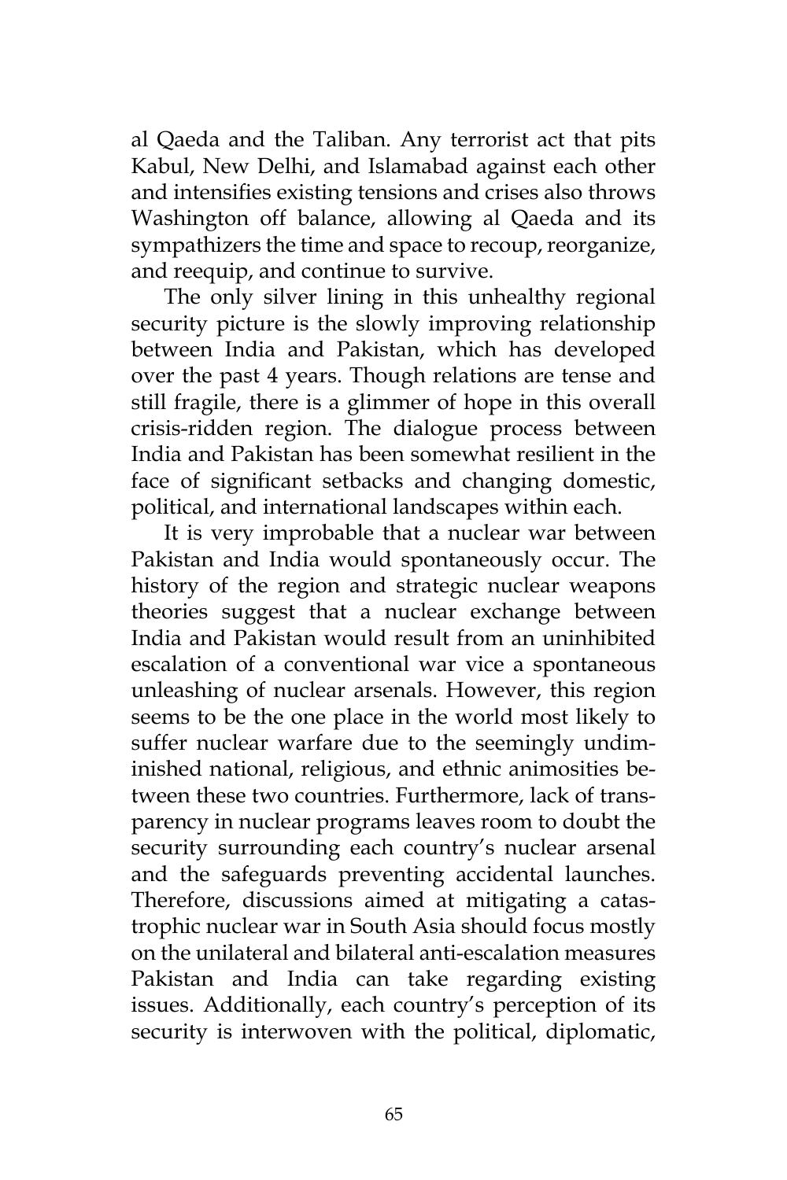al Qaeda and the Taliban. Any terrorist act that pits Kabul, New Delhi, and Islamabad against each other and intensifies existing tensions and crises also throws Washington off balance, allowing al Qaeda and its sympathizers the time and space to recoup, reorganize, and reequip, and continue to survive.

The only silver lining in this unhealthy regional security picture is the slowly improving relationship between India and Pakistan, which has developed over the past 4 years. Though relations are tense and still fragile, there is a glimmer of hope in this overall crisis-ridden region. The dialogue process between India and Pakistan has been somewhat resilient in the face of significant setbacks and changing domestic, political, and international landscapes within each.

It is very improbable that a nuclear war between Pakistan and India would spontaneously occur. The history of the region and strategic nuclear weapons theories suggest that a nuclear exchange between India and Pakistan would result from an uninhibited escalation of a conventional war vice a spontaneous unleashing of nuclear arsenals. However, this region seems to be the one place in the world most likely to suffer nuclear warfare due to the seemingly undiminished national, religious, and ethnic animosities between these two countries. Furthermore, lack of transparency in nuclear programs leaves room to doubt the security surrounding each country's nuclear arsenal and the safeguards preventing accidental launches. Therefore, discussions aimed at mitigating a catastrophic nuclear war in South Asia should focus mostly on the unilateral and bilateral anti-escalation measures Pakistan and India can take regarding existing issues. Additionally, each country's perception of its security is interwoven with the political, diplomatic,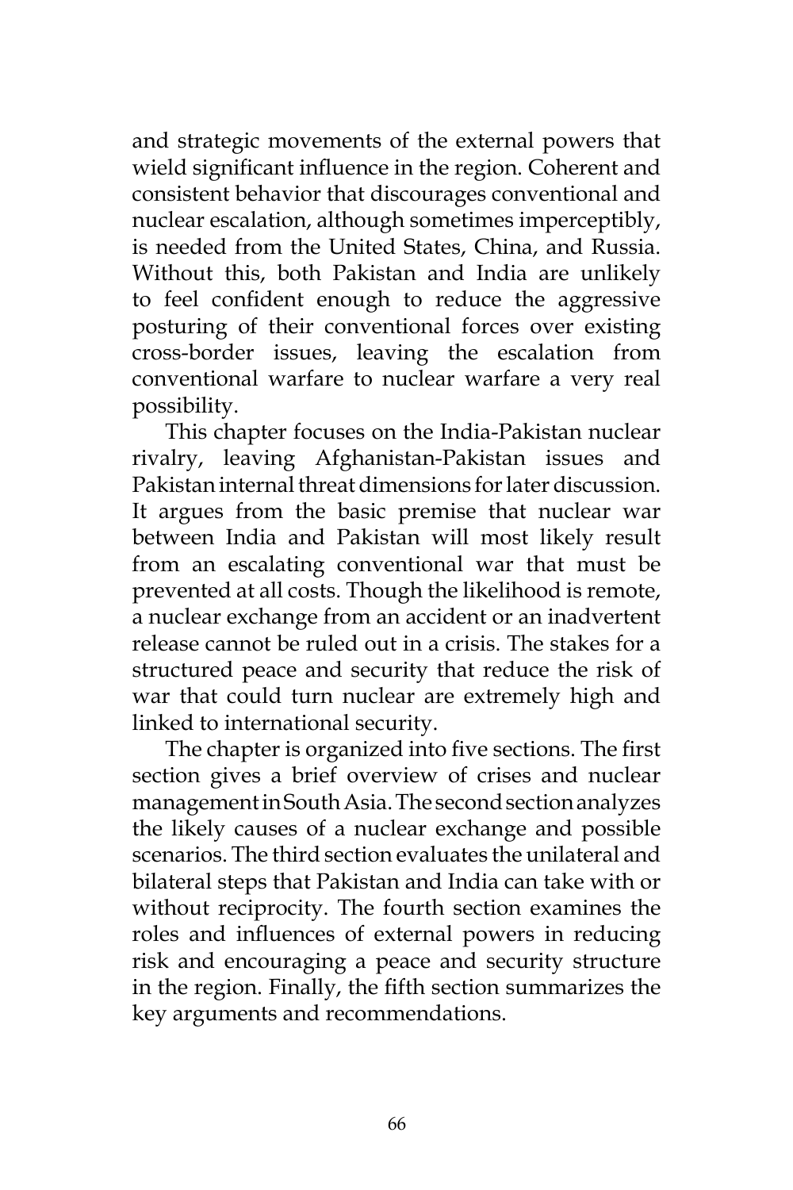and strategic movements of the external powers that wield significant influence in the region. Coherent and consistent behavior that discourages conventional and nuclear escalation, although sometimes imperceptibly, is needed from the United States, China, and Russia. Without this, both Pakistan and India are unlikely to feel confident enough to reduce the aggressive posturing of their conventional forces over existing cross-border issues, leaving the escalation from conventional warfare to nuclear warfare a very real possibility.

This chapter focuses on the India-Pakistan nuclear rivalry, leaving Afghanistan-Pakistan issues and Pakistan internal threat dimensions for later discussion. It argues from the basic premise that nuclear war between India and Pakistan will most likely result from an escalating conventional war that must be prevented at all costs. Though the likelihood is remote, a nuclear exchange from an accident or an inadvertent release cannot be ruled out in a crisis. The stakes for a structured peace and security that reduce the risk of war that could turn nuclear are extremely high and linked to international security.

The chapter is organized into five sections. The first section gives a brief overview of crises and nuclear management in South Asia. The second section analyzes the likely causes of a nuclear exchange and possible scenarios. The third section evaluates the unilateral and bilateral steps that Pakistan and India can take with or without reciprocity. The fourth section examines the roles and influences of external powers in reducing risk and encouraging a peace and security structure in the region. Finally, the fifth section summarizes the key arguments and recommendations.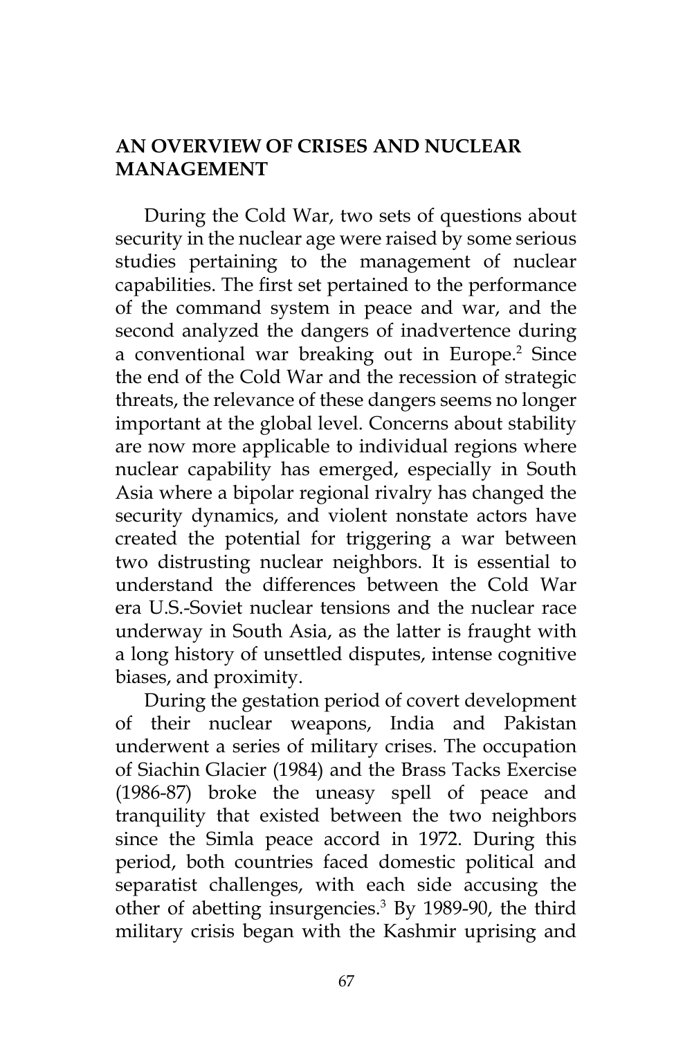## AN OVERVIEW OF CRISES AND NUCLEAR MANAGEMENT

During the Cold War, two sets of questions about security in the nuclear age were raised by some serious studies pertaining to the management of nuclear capabilities. The first set pertained to the performance of the command system in peace and war, and the second analyzed the dangers of inadvertence during a conventional war breaking out in Europe.[2] Since the end of the Cold War and the recession of strategic threats, the relevance of these dangers seems no longer important at the global level. Concerns about stability are now more applicable to individual regions where nuclear capability has emerged, especially in South Asia where a bipolar regional rivalry has changed the security dynamics, and violent nonstate actors have created the potential for triggering a war between two distrusting nuclear neighbors. It is essential to understand the differences between the Cold War era U.S.-Soviet nuclear tensions and the nuclear race underway in South Asia, as the latter is fraught with a long history of unsettled disputes, intense cognitive biases, and proximity.

During the gestation period of covert development of their nuclear weapons, India and Pakistan underwent a series of military crises. The occupation of Siachin Glacier (1984) and the Brass Tacks Exercise (1986-87) broke the uneasy spell of peace and tranquility that existed between the two neighbors since the Simla peace accord in 1972. During this period, both countries faced domestic political and separatist challenges, with each side accusing the other of abetting insurgencies.[3] By 1989-90, the third military crisis began with the Kashmir uprising and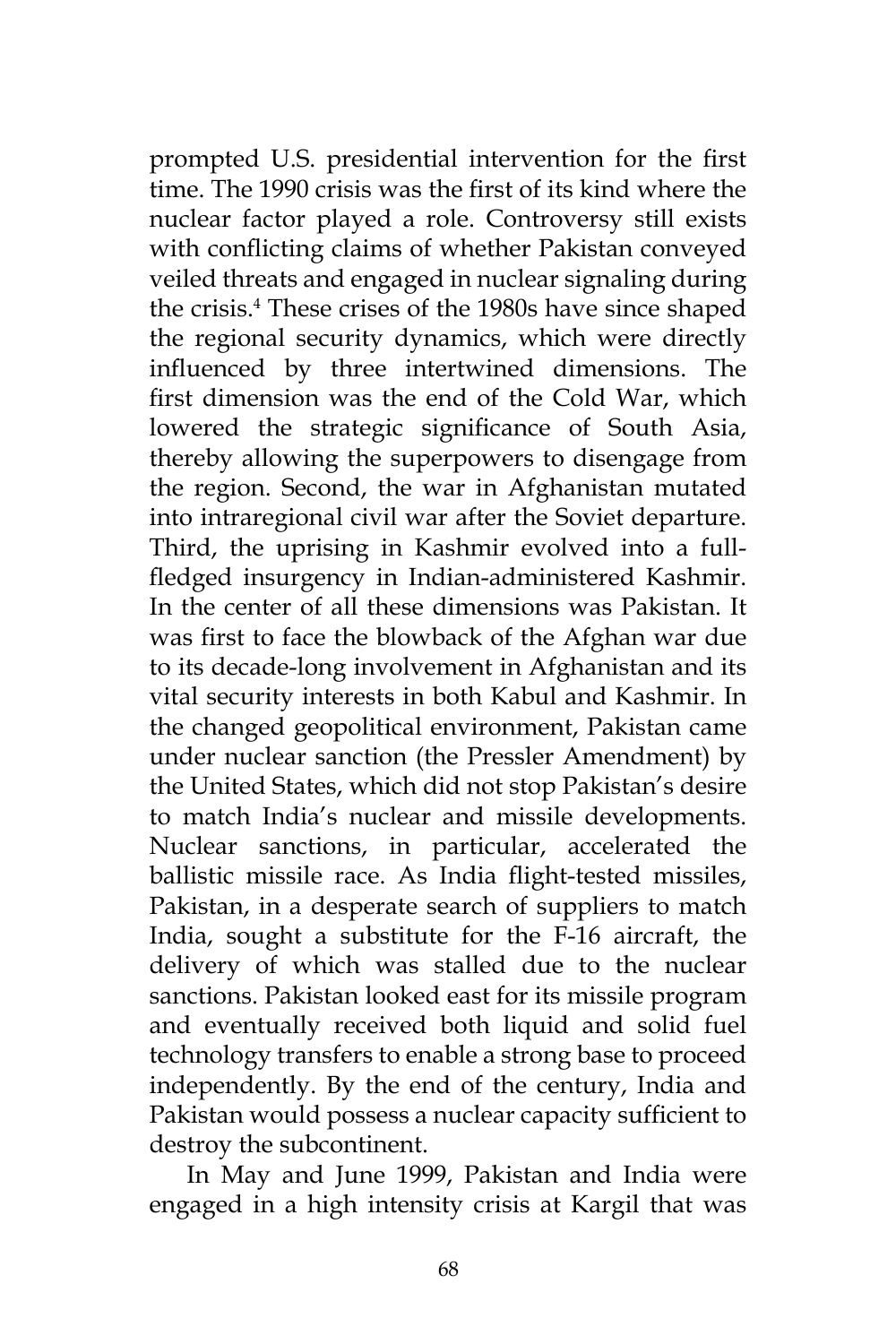prompted U.S. presidential intervention for the first time. The 1990 crisis was the first of its kind where the nuclear factor played a role. Controversy still exists with conflicting claims of whether Pakistan conveyed veiled threats and engaged in nuclear signaling during the crisis.[4] These crises of the 1980s have since shaped the regional security dynamics, which were directly influenced by three intertwined dimensions. The first dimension was the end of the Cold War, which lowered the strategic significance of South Asia, thereby allowing the superpowers to disengage from the region. Second, the war in Afghanistan mutated into intraregional civil war after the Soviet departure. Third, the uprising in Kashmir evolved into a full-fledged insurgency in Indian-administered Kashmir. In the center of all these dimensions was Pakistan. It was first to face the blowback of the Afghan war due to its decade-long involvement in Afghanistan and its vital security interests in both Kabul and Kashmir. In the changed geopolitical environment, Pakistan came under nuclear sanction (the Pressler Amendment) by the United States, which did not stop Pakistan's desire to match India's nuclear and missile developments. Nuclear sanctions, in particular, accelerated the ballistic missile race. As India flight-tested missiles, Pakistan, in a desperate search of suppliers to match India, sought a substitute for the F-16 aircraft, the delivery of which was stalled due to the nuclear sanctions. Pakistan looked east for its missile program and eventually received both liquid and solid fuel technology transfers to enable a strong base to proceed independently. By the end of the century, India and Pakistan would possess a nuclear capacity sufficient to destroy the subcontinent.

In May and June 1999, Pakistan and India were engaged in a high intensity crisis at Kargil that was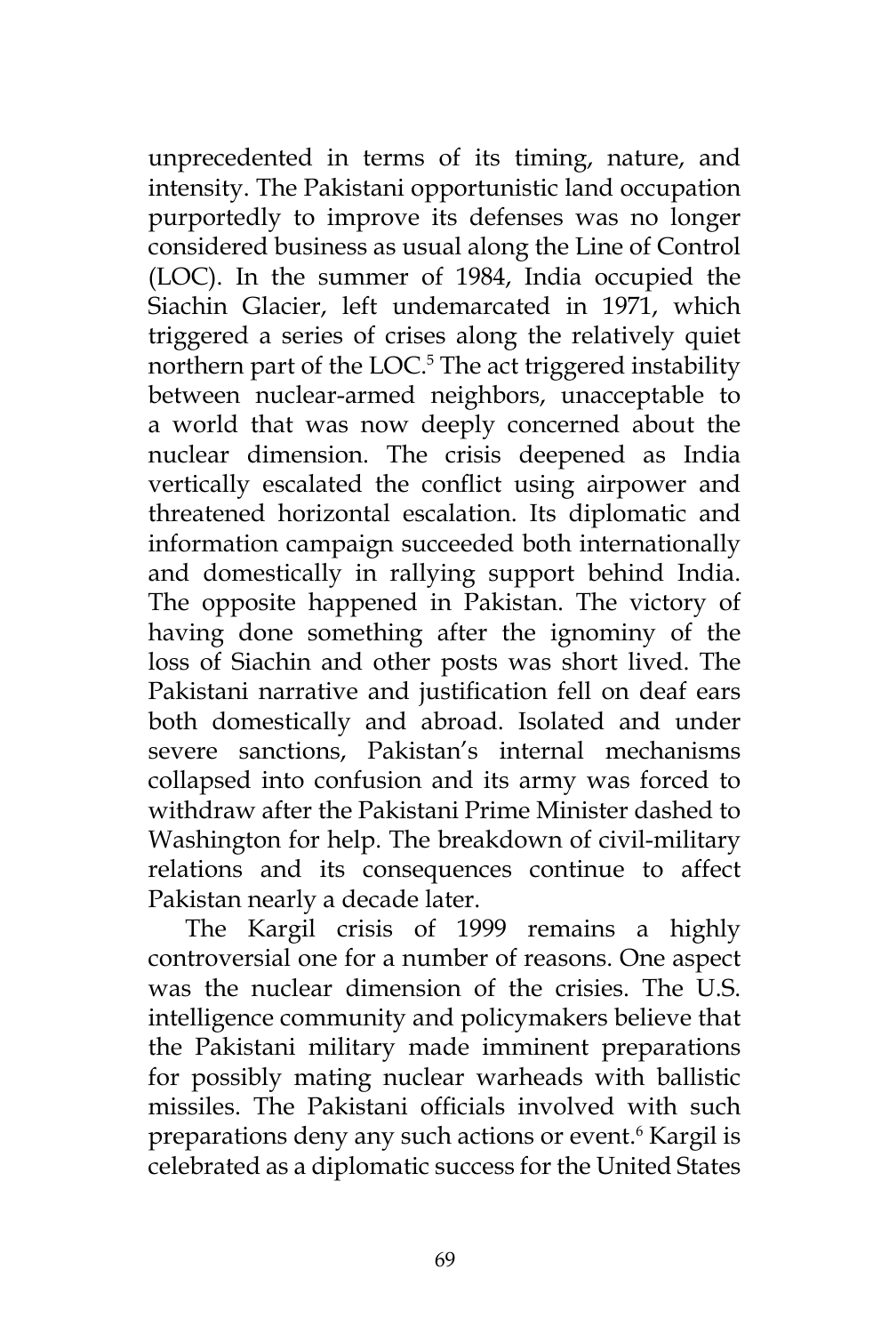unprecedented in terms of its timing, nature, and intensity. The Pakistani opportunistic land occupation purportedly to improve its defenses was no longer considered business as usual along the Line of Control (LOC). In the summer of 1984, India occupied the Siachin Glacier, left undemarcated in 1971, which triggered a series of crises along the relatively quiet northern part of the LOC.[5] The act triggered instability between nuclear-armed neighbors, unacceptable to a world that was now deeply concerned about the nuclear dimension. The crisis deepened as India vertically escalated the conflict using airpower and threatened horizontal escalation. Its diplomatic and information campaign succeeded both internationally and domestically in rallying support behind India. The opposite happened in Pakistan. The victory of having done something after the ignominy of the loss of Siachin and other posts was short lived. The Pakistani narrative and justification fell on deaf ears both domestically and abroad. Isolated and under severe sanctions, Pakistan's internal mechanisms collapsed into confusion and its army was forced to withdraw after the Pakistani Prime Minister dashed to Washington for help. The breakdown of civil-military relations and its consequences continue to affect Pakistan nearly a decade later.

The Kargil crisis of 1999 remains a highly controversial one for a number of reasons. One aspect was the nuclear dimension of the crisies. The U.S. intelligence community and policymakers believe that the Pakistani military made imminent preparations for possibly mating nuclear warheads with ballistic missiles. The Pakistani officials involved with such preparations deny any such actions or event.[6] Kargil is celebrated as a diplomatic success for the United States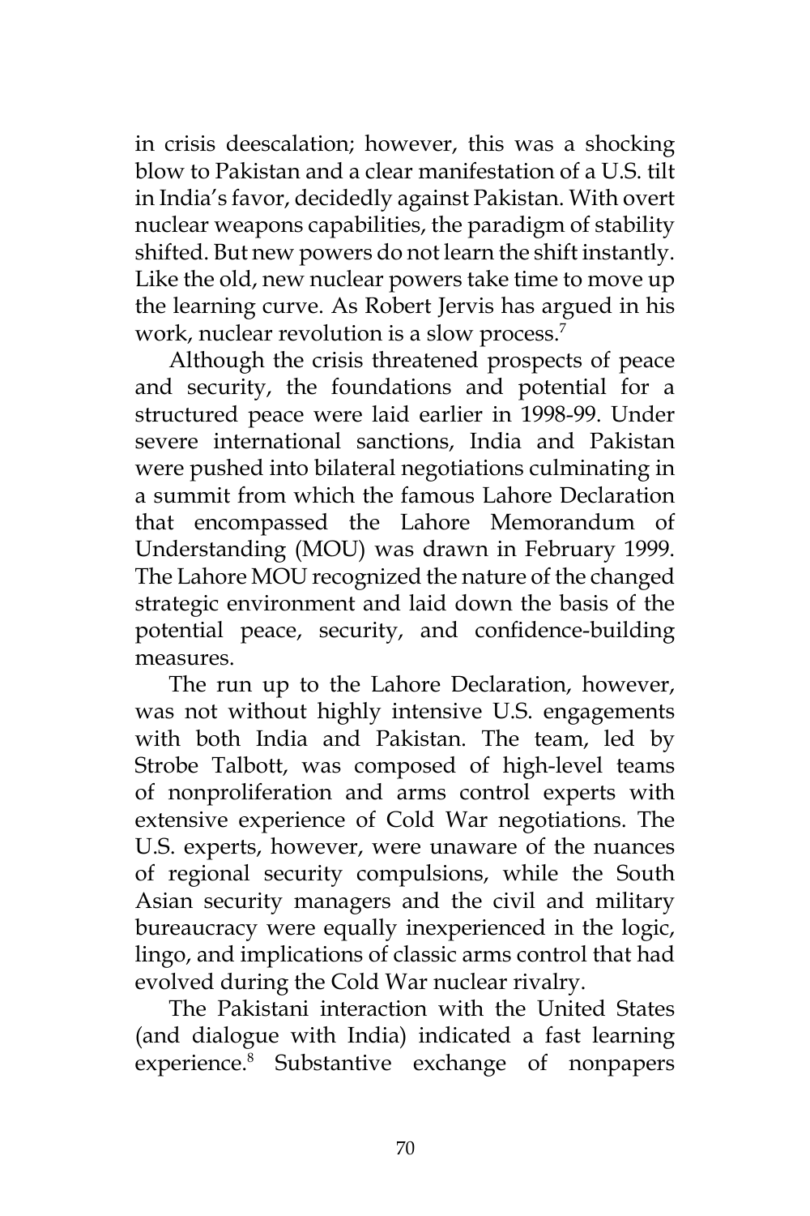in crisis deescalation; however, this was a shocking blow to Pakistan and a clear manifestation of a U.S. tilt in India's favor, decidedly against Pakistan. With overt nuclear weapons capabilities, the paradigm of stability shifted. But new powers do not learn the shift instantly. Like the old, new nuclear powers take time to move up the learning curve. As Robert Jervis has argued in his work, nuclear revolution is a slow process.[7]

Although the crisis threatened prospects of peace and security, the foundations and potential for a structured peace were laid earlier in 1998-99. Under severe international sanctions, India and Pakistan were pushed into bilateral negotiations culminating in a summit from which the famous Lahore Declaration that encompassed the Lahore Memorandum of Understanding (MOU) was drawn in February 1999. The Lahore MOU recognized the nature of the changed strategic environment and laid down the basis of the potential peace, security, and confidence-building measures.

The run up to the Lahore Declaration, however, was not without highly intensive U.S. engagements with both India and Pakistan. The team, led by Strobe Talbott, was composed of high-level teams of nonproliferation and arms control experts with extensive experience of Cold War negotiations. The U.S. experts, however, were unaware of the nuances of regional security compulsions, while the South Asian security managers and the civil and military bureaucracy were equally inexperienced in the logic, lingo, and implications of classic arms control that had evolved during the Cold War nuclear rivalry.

The Pakistani interaction with the United States (and dialogue with India) indicated a fast learning experience.[8] Substantive exchange of nonpapers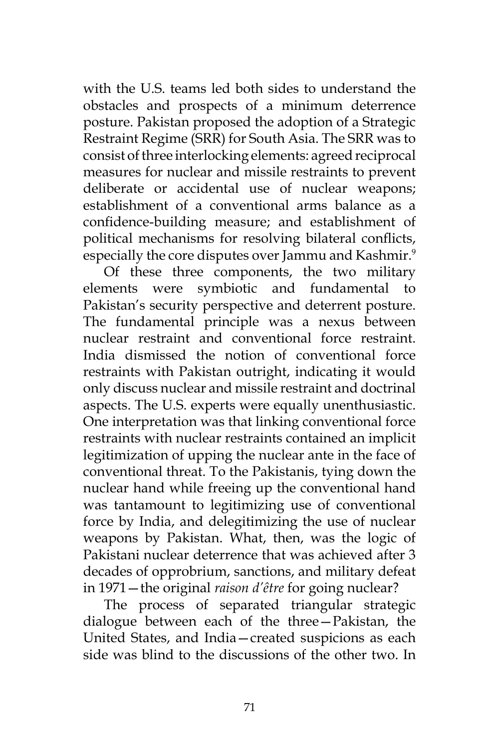with the U.S. teams led both sides to understand the obstacles and prospects of a minimum deterrence posture. Pakistan proposed the adoption of a Strategic Restraint Regime (SRR) for South Asia. The SRR was to consist of three interlocking elements: agreed reciprocal measures for nuclear and missile restraints to prevent deliberate or accidental use of nuclear weapons; establishment of a conventional arms balance as a confidence-building measure; and establishment of political mechanisms for resolving bilateral conflicts, especially the core disputes over Jammu and Kashmir.[9]

Of these three components, the two military elements were symbiotic and fundamental to Pakistan's security perspective and deterrent posture. The fundamental principle was a nexus between nuclear restraint and conventional force restraint. India dismissed the notion of conventional force restraints with Pakistan outright, indicating it would only discuss nuclear and missile restraint and doctrinal aspects. The U.S. experts were equally unenthusiastic. One interpretation was that linking conventional force restraints with nuclear restraints contained an implicit legitimization of upping the nuclear ante in the face of conventional threat. To the Pakistanis, tying down the nuclear hand while freeing up the conventional hand was tantamount to legitimizing use of conventional force by India, and delegitimizing the use of nuclear weapons by Pakistan. What, then, was the logic of Pakistani nuclear deterrence that was achieved after 3 decades of opprobrium, sanctions, and military defeat in 1971—the original *raison d'être* for going nuclear?

The process of separated triangular strategic dialogue between each of the three—Pakistan, the United States, and India—created suspicions as each side was blind to the discussions of the other two. In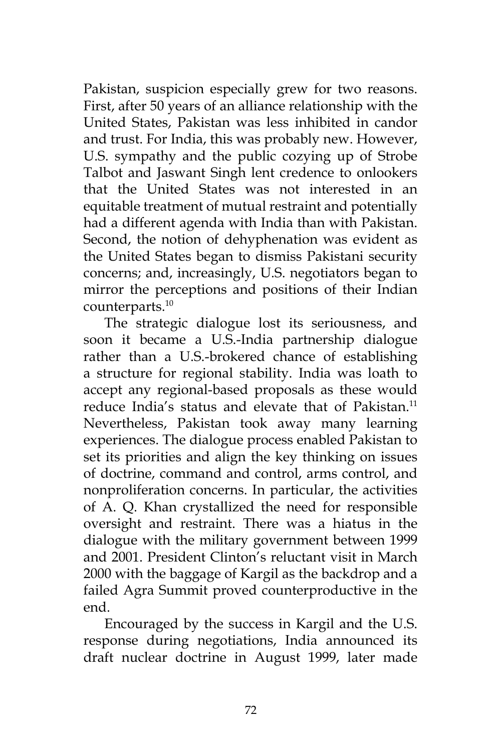Pakistan, suspicion especially grew for two reasons. First, after 50 years of an alliance relationship with the United States, Pakistan was less inhibited in candor and trust. For India, this was probably new. However, U.S. sympathy and the public cozying up of Strobe Talbot and Jaswant Singh lent credence to onlookers that the United States was not interested in an equitable treatment of mutual restraint and potentially had a different agenda with India than with Pakistan. Second, the notion of dehyphenation was evident as the United States began to dismiss Pakistani security concerns; and, increasingly, U.S. negotiators began to mirror the perceptions and positions of their Indian counterparts.[10]

The strategic dialogue lost its seriousness, and soon it became a U.S.-India partnership dialogue rather than a U.S.-brokered chance of establishing a structure for regional stability. India was loath to accept any regional-based proposals as these would reduce India's status and elevate that of Pakistan.[11] Nevertheless, Pakistan took away many learning experiences. The dialogue process enabled Pakistan to set its priorities and align the key thinking on issues of doctrine, command and control, arms control, and nonproliferation concerns. In particular, the activities of A. Q. Khan crystallized the need for responsible oversight and restraint. There was a hiatus in the dialogue with the military government between 1999 and 2001. President Clinton's reluctant visit in March 2000 with the baggage of Kargil as the backdrop and a failed Agra Summit proved counterproductive in the end.

Encouraged by the success in Kargil and the U.S. response during negotiations, India announced its draft nuclear doctrine in August 1999, later made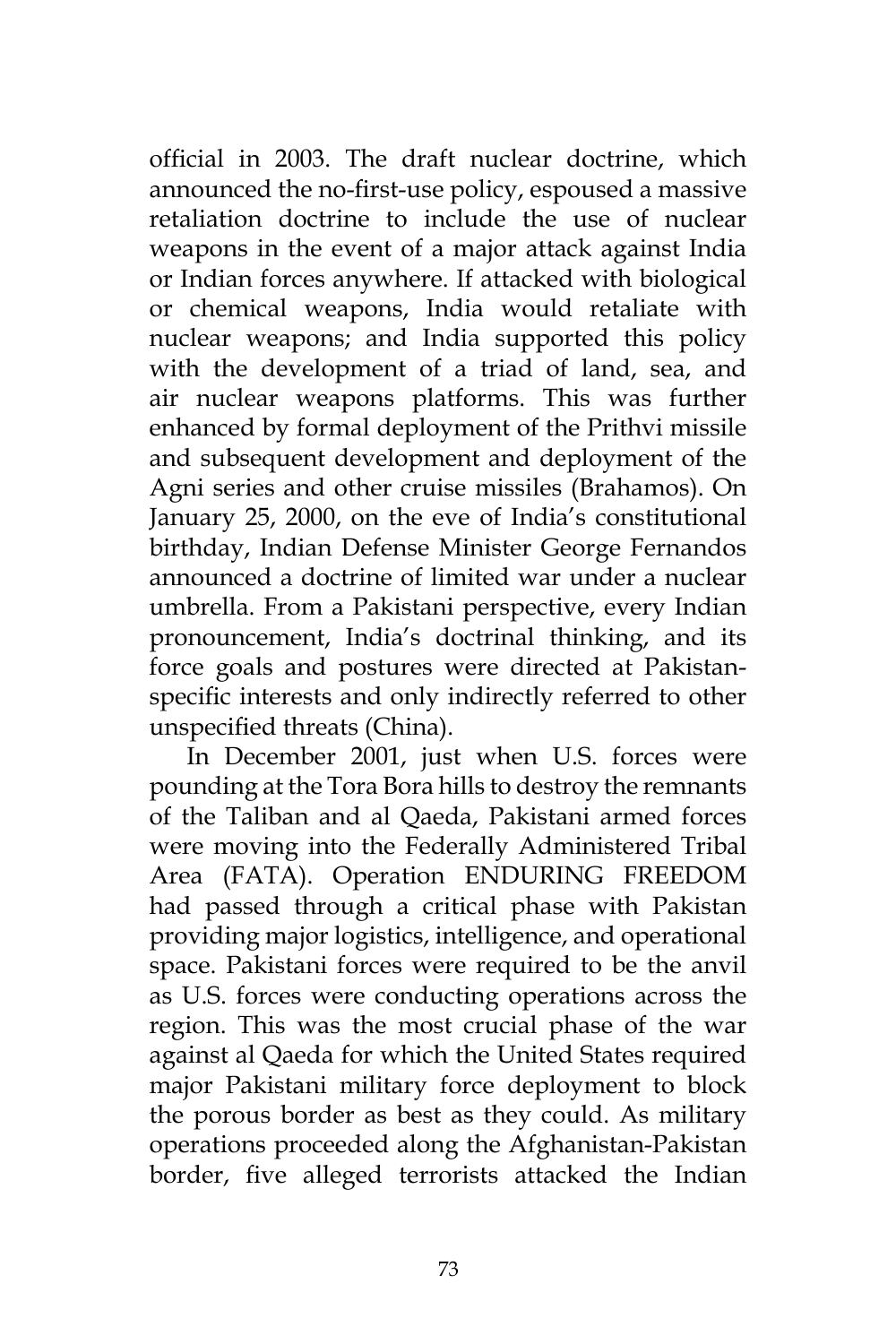official in 2003. The draft nuclear doctrine, which announced the no-first-use policy, espoused a massive retaliation doctrine to include the use of nuclear weapons in the event of a major attack against India or Indian forces anywhere. If attacked with biological or chemical weapons, India would retaliate with nuclear weapons; and India supported this policy with the development of a triad of land, sea, and air nuclear weapons platforms. This was further enhanced by formal deployment of the Prithvi missile and subsequent development and deployment of the Agni series and other cruise missiles (Brahamos). On January 25, 2000, on the eve of India's constitutional birthday, Indian Defense Minister George Fernandos announced a doctrine of limited war under a nuclear umbrella. From a Pakistani perspective, every Indian pronouncement, India's doctrinal thinking, and its force goals and postures were directed at Pakistan-specific interests and only indirectly referred to other unspecified threats (China).

In December 2001, just when U.S. forces were pounding at the Tora Bora hills to destroy the remnants of the Taliban and al Qaeda, Pakistani armed forces were moving into the Federally Administered Tribal Area (FATA). Operation ENDURING FREEDOM had passed through a critical phase with Pakistan providing major logistics, intelligence, and operational space. Pakistani forces were required to be the anvil as U.S. forces were conducting operations across the region. This was the most crucial phase of the war against al Qaeda for which the United States required major Pakistani military force deployment to block the porous border as best as they could. As military operations proceeded along the Afghanistan-Pakistan border, five alleged terrorists attacked the Indian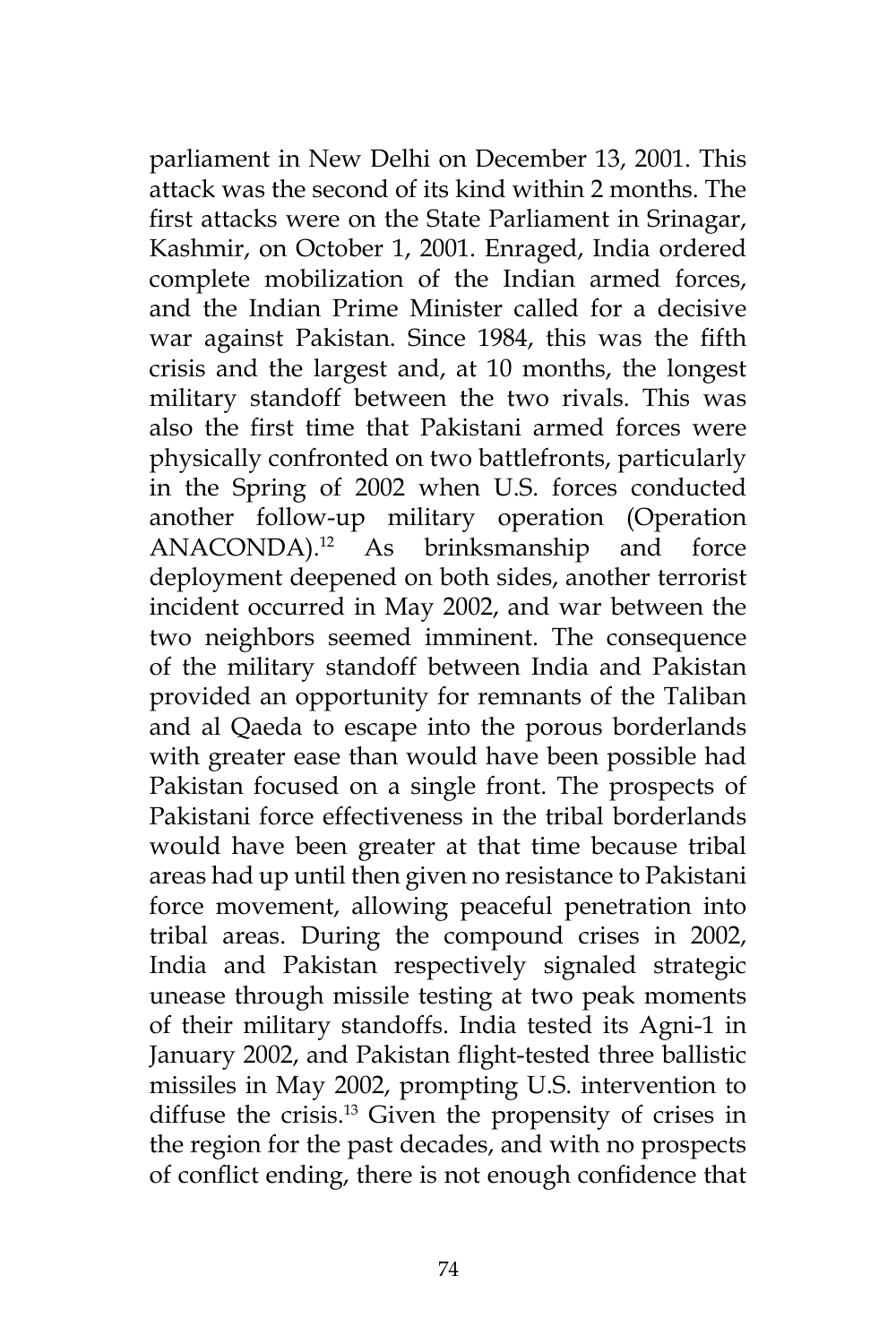parliament in New Delhi on December 13, 2001. This attack was the second of its kind within 2 months. The first attacks were on the State Parliament in Srinagar, Kashmir, on October 1, 2001. Enraged, India ordered complete mobilization of the Indian armed forces, and the Indian Prime Minister called for a decisive war against Pakistan. Since 1984, this was the fifth crisis and the largest and, at 10 months, the longest military standoff between the two rivals. This was also the first time that Pakistani armed forces were physically confronted on two battlefronts, particularly in the Spring of 2002 when U.S. forces conducted another follow-up military operation (Operation ANACONDA).[12] As brinksmanship and force deployment deepened on both sides, another terrorist incident occurred in May 2002, and war between the two neighbors seemed imminent. The consequence of the military standoff between India and Pakistan provided an opportunity for remnants of the Taliban and al Qaeda to escape into the porous borderlands with greater ease than would have been possible had Pakistan focused on a single front. The prospects of Pakistani force effectiveness in the tribal borderlands would have been greater at that time because tribal areas had up until then given no resistance to Pakistani force movement, allowing peaceful penetration into tribal areas. During the compound crises in 2002, India and Pakistan respectively signaled strategic unease through missile testing at two peak moments of their military standoffs. India tested its Agni-1 in January 2002, and Pakistan flight-tested three ballistic missiles in May 2002, prompting U.S. intervention to diffuse the crisis.[13] Given the propensity of crises in the region for the past decades, and with no prospects of conflict ending, there is not enough confidence that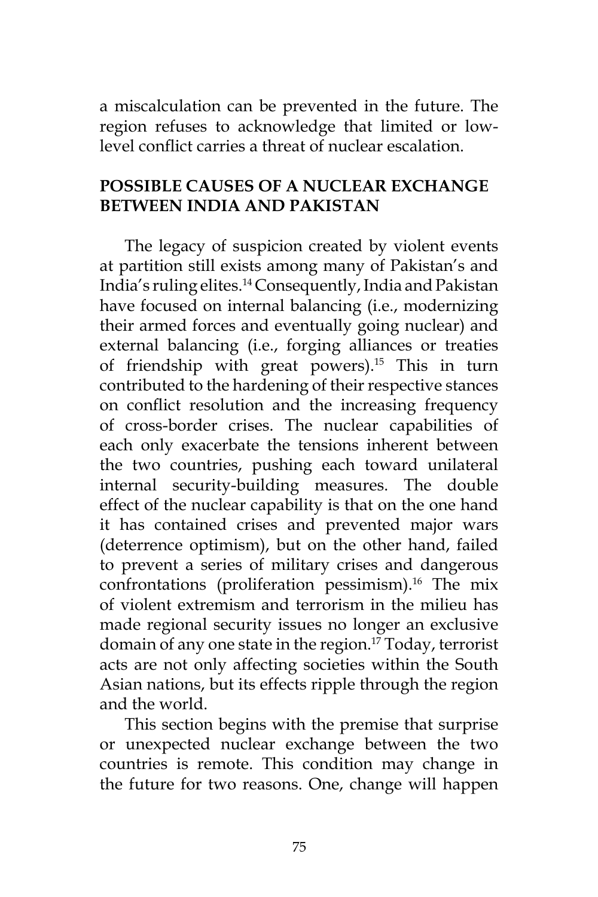a miscalculation can be prevented in the future. The region refuses to acknowledge that limited or low-level conflict carries a threat of nuclear escalation.

## POSSIBLE CAUSES OF A NUCLEAR EXCHANGE BETWEEN INDIA AND PAKISTAN

The legacy of suspicion created by violent events at partition still exists among many of Pakistan's and India's ruling elites.[14] Consequently, India and Pakistan have focused on internal balancing (i.e., modernizing their armed forces and eventually going nuclear) and external balancing (i.e., forging alliances or treaties of friendship with great powers).[15] This in turn contributed to the hardening of their respective stances on conflict resolution and the increasing frequency of cross-border crises. The nuclear capabilities of each only exacerbate the tensions inherent between the two countries, pushing each toward unilateral internal security-building measures. The double effect of the nuclear capability is that on the one hand it has contained crises and prevented major wars (deterrence optimism), but on the other hand, failed to prevent a series of military crises and dangerous confrontations (proliferation pessimism).[16] The mix of violent extremism and terrorism in the milieu has made regional security issues no longer an exclusive domain of any one state in the region.[17] Today, terrorist acts are not only affecting societies within the South Asian nations, but its effects ripple through the region and the world.

This section begins with the premise that surprise or unexpected nuclear exchange between the two countries is remote. This condition may change in the future for two reasons. One, change will happen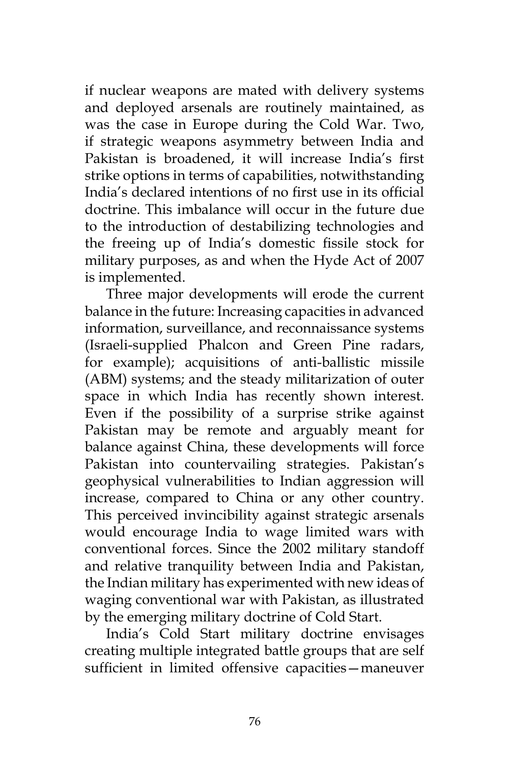if nuclear weapons are mated with delivery systems and deployed arsenals are routinely maintained, as was the case in Europe during the Cold War. Two, if strategic weapons asymmetry between India and Pakistan is broadened, it will increase India's first strike options in terms of capabilities, notwithstanding India's declared intentions of no first use in its official doctrine. This imbalance will occur in the future due to the introduction of destabilizing technologies and the freeing up of India's domestic fissile stock for military purposes, as and when the Hyde Act of 2007 is implemented.

Three major developments will erode the current balance in the future: Increasing capacities in advanced information, surveillance, and reconnaissance systems (Israeli-supplied Phalcon and Green Pine radars, for example); acquisitions of anti-ballistic missile (ABM) systems; and the steady militarization of outer space in which India has recently shown interest. Even if the possibility of a surprise strike against Pakistan may be remote and arguably meant for balance against China, these developments will force Pakistan into countervailing strategies. Pakistan's geophysical vulnerabilities to Indian aggression will increase, compared to China or any other country. This perceived invincibility against strategic arsenals would encourage India to wage limited wars with conventional forces. Since the 2002 military standoff and relative tranquility between India and Pakistan, the Indian military has experimented with new ideas of waging conventional war with Pakistan, as illustrated by the emerging military doctrine of Cold Start.

India's Cold Start military doctrine envisages creating multiple integrated battle groups that are self sufficient in limited offensive capacities—maneuver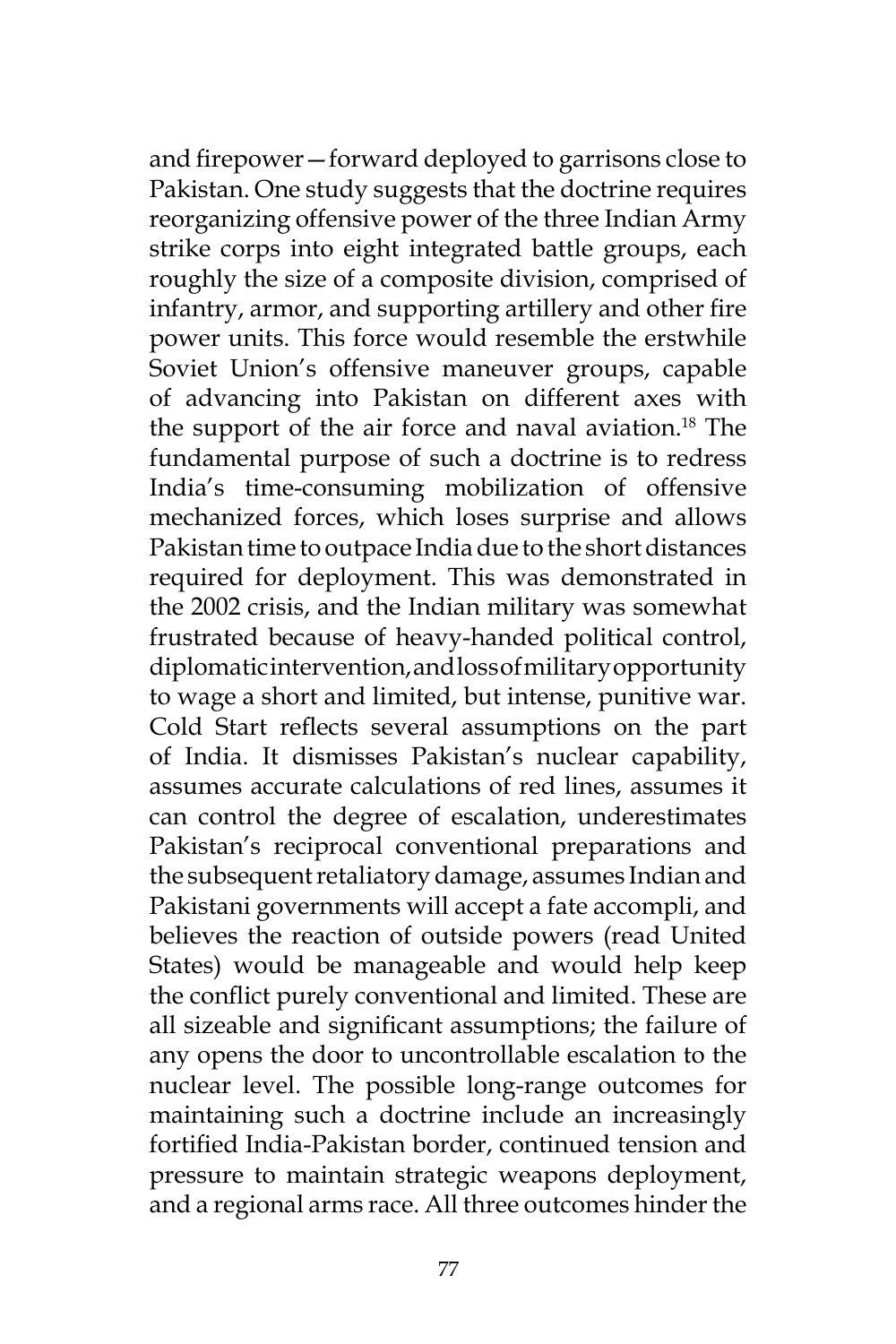and firepower—forward deployed to garrisons close to Pakistan. One study suggests that the doctrine requires reorganizing offensive power of the three Indian Army strike corps into eight integrated battle groups, each roughly the size of a composite division, comprised of infantry, armor, and supporting artillery and other fire power units. This force would resemble the erstwhile Soviet Union's offensive maneuver groups, capable of advancing into Pakistan on different axes with the support of the air force and naval aviation.[18] The fundamental purpose of such a doctrine is to redress India's time-consuming mobilization of offensive mechanized forces, which loses surprise and allows Pakistan time to outpace India due to the short distances required for deployment. This was demonstrated in the 2002 crisis, and the Indian military was somewhat frustrated because of heavy-handed political control, diplomatic intervention, and loss of military opportunity to wage a short and limited, but intense, punitive war. Cold Start reflects several assumptions on the part of India. It dismisses Pakistan's nuclear capability, assumes accurate calculations of red lines, assumes it can control the degree of escalation, underestimates Pakistan's reciprocal conventional preparations and the subsequent retaliatory damage, assumes Indian and Pakistani governments will accept a fate accompli, and believes the reaction of outside powers (read United States) would be manageable and would help keep the conflict purely conventional and limited. These are all sizeable and significant assumptions; the failure of any opens the door to uncontrollable escalation to the nuclear level. The possible long-range outcomes for maintaining such a doctrine include an increasingly fortified India-Pakistan border, continued tension and pressure to maintain strategic weapons deployment, and a regional arms race. All three outcomes hinder the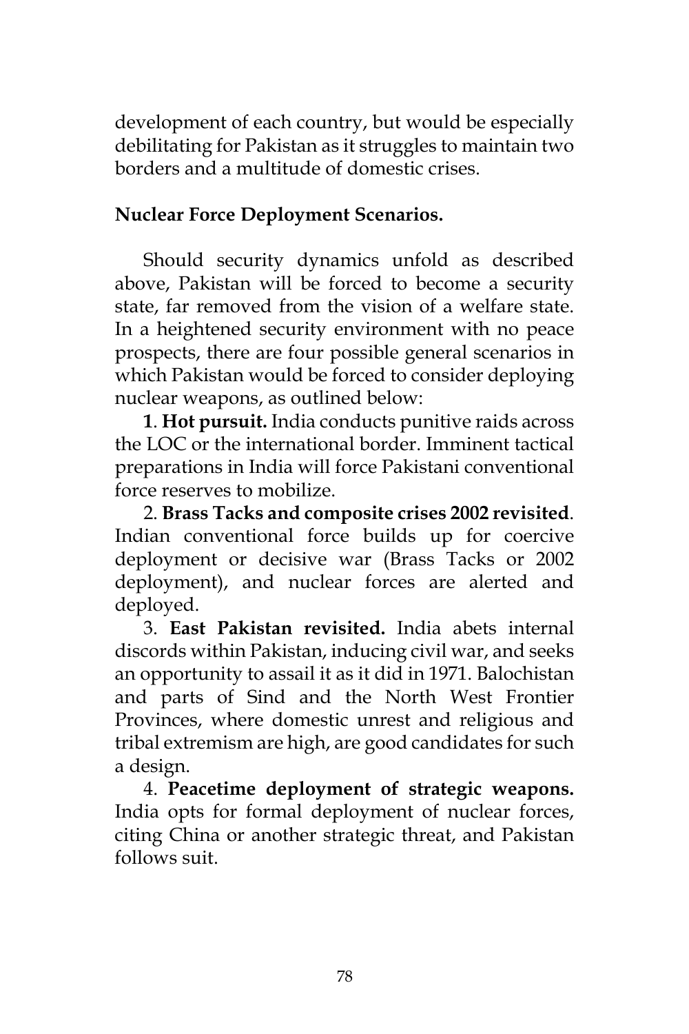development of each country, but would be especially debilitating for Pakistan as it struggles to maintain two borders and a multitude of domestic crises.

**Nuclear Force Deployment Scenarios.**

Should security dynamics unfold as described above, Pakistan will be forced to become a security state, far removed from the vision of a welfare state. In a heightened security environment with no peace prospects, there are four possible general scenarios in which Pakistan would be forced to consider deploying nuclear weapons, as outlined below:

**1**. **Hot pursuit.** India conducts punitive raids across the LOC or the international border. Imminent tactical preparations in India will force Pakistani conventional force reserves to mobilize.

2. **Brass Tacks and composite crises 2002 revisited**. Indian conventional force builds up for coercive deployment or decisive war (Brass Tacks or 2002 deployment), and nuclear forces are alerted and deployed.

3. **East Pakistan revisited.** India abets internal discords within Pakistan, inducing civil war, and seeks an opportunity to assail it as it did in 1971. Balochistan and parts of Sind and the North West Frontier Provinces, where domestic unrest and religious and tribal extremism are high, are good candidates for such a design.

4. **Peacetime deployment of strategic weapons.** India opts for formal deployment of nuclear forces, citing China or another strategic threat, and Pakistan follows suit.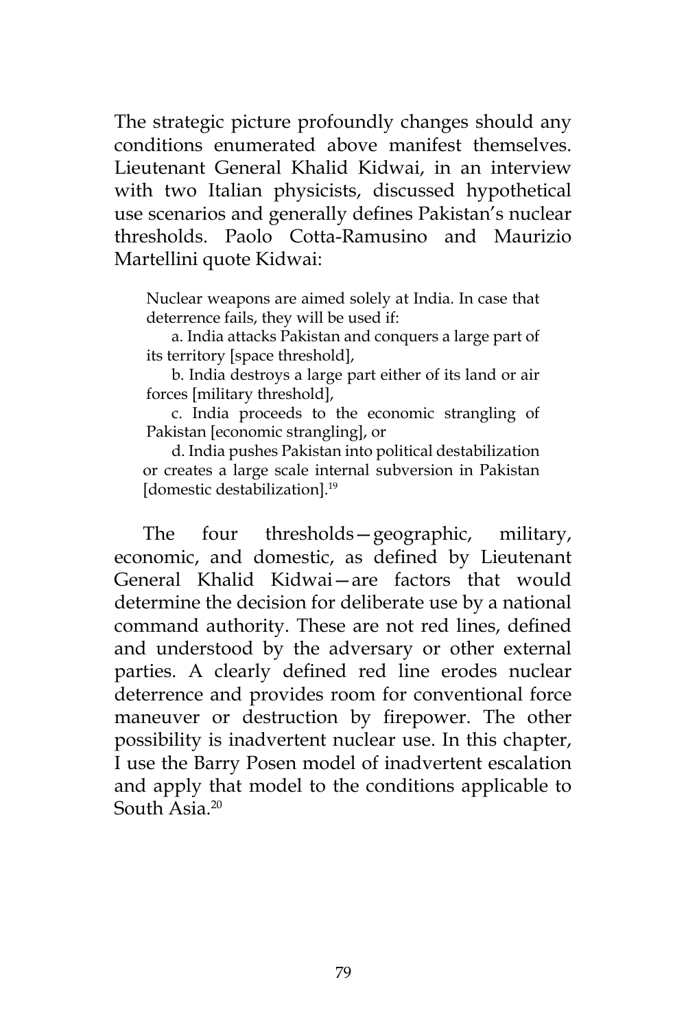The strategic picture profoundly changes should any conditions enumerated above manifest themselves. Lieutenant General Khalid Kidwai, in an interview with two Italian physicists, discussed hypothetical use scenarios and generally defines Pakistan's nuclear thresholds. Paolo Cotta-Ramusino and Maurizio Martellini quote Kidwai:

> Nuclear weapons are aimed solely at India. In case that deterrence fails, they will be used if:
>
> a. India attacks Pakistan and conquers a large part of its territory [space threshold],
>
> b. India destroys a large part either of its land or air forces [military threshold],
>
> c. India proceeds to the economic strangling of Pakistan [economic strangling], or
>
> d. India pushes Pakistan into political destabilization or creates a large scale internal subversion in Pakistan [domestic destabilization].[19]

The four thresholds—geographic, military, economic, and domestic, as defined by Lieutenant General Khalid Kidwai—are factors that would determine the decision for deliberate use by a national command authority. These are not red lines, defined and understood by the adversary or other external parties. A clearly defined red line erodes nuclear deterrence and provides room for conventional force maneuver or destruction by firepower. The other possibility is inadvertent nuclear use. In this chapter, I use the Barry Posen model of inadvertent escalation and apply that model to the conditions applicable to South Asia.[20]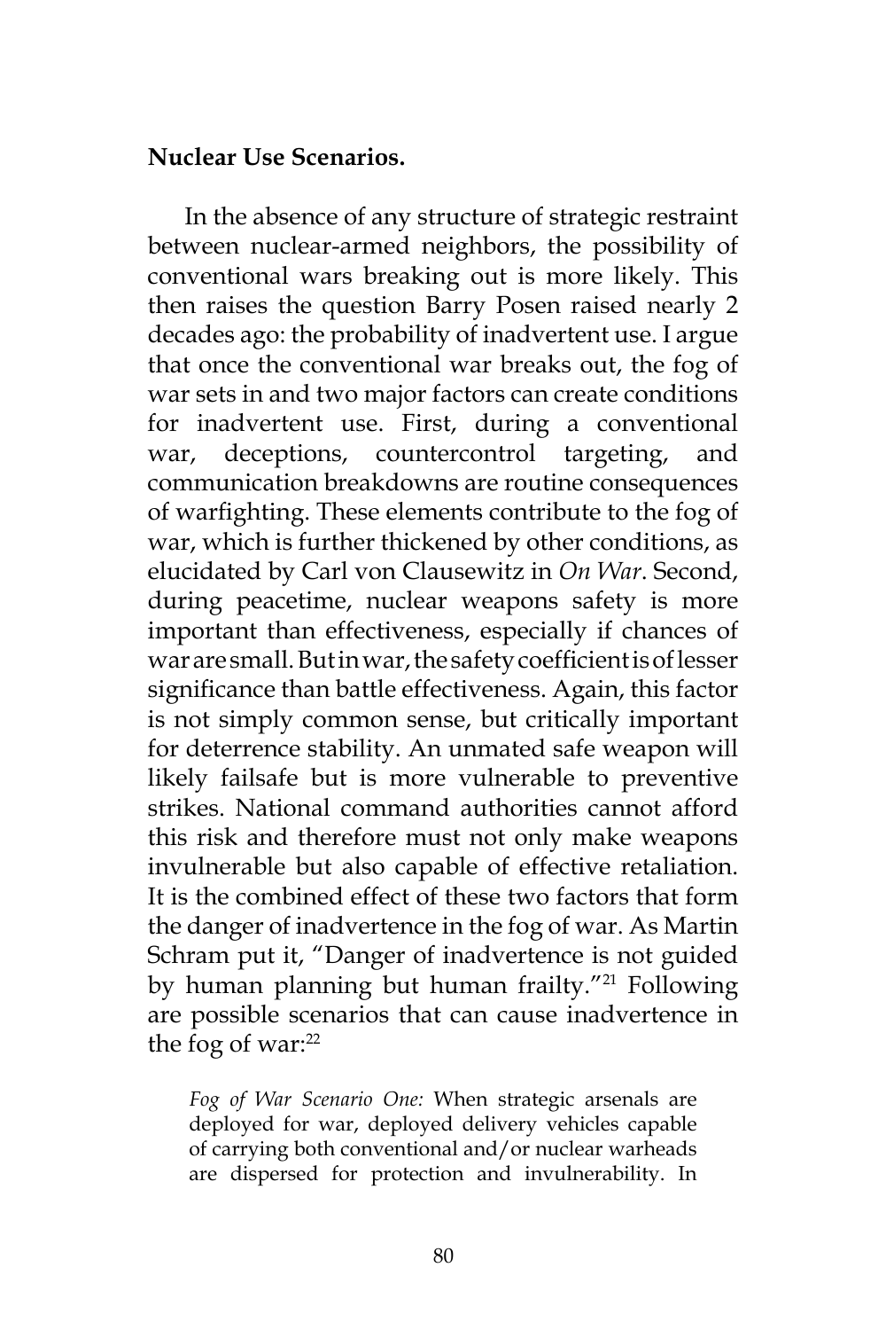**Nuclear Use Scenarios.**

In the absence of any structure of strategic restraint between nuclear-armed neighbors, the possibility of conventional wars breaking out is more likely. This then raises the question Barry Posen raised nearly 2 decades ago: the probability of inadvertent use. I argue that once the conventional war breaks out, the fog of war sets in and two major factors can create conditions for inadvertent use. First, during a conventional war, deceptions, countercontrol targeting, and communication breakdowns are routine consequences of warfighting. These elements contribute to the fog of war, which is further thickened by other conditions, as elucidated by Carl von Clausewitz in *On War*. Second, during peacetime, nuclear weapons safety is more important than effectiveness, especially if chances of war are small. But in war, the safety coefficient is of lesser significance than battle effectiveness. Again, this factor is not simply common sense, but critically important for deterrence stability. An unmated safe weapon will likely failsafe but is more vulnerable to preventive strikes. National command authorities cannot afford this risk and therefore must not only make weapons invulnerable but also capable of effective retaliation. It is the combined effect of these two factors that form the danger of inadvertence in the fog of war. As Martin Schram put it, "Danger of inadvertence is not guided by human planning but human frailty."[21] Following are possible scenarios that can cause inadvertence in the fog of war:[22]

> *Fog of War Scenario One:* When strategic arsenals are deployed for war, deployed delivery vehicles capable of carrying both conventional and/or nuclear warheads are dispersed for protection and invulnerability. In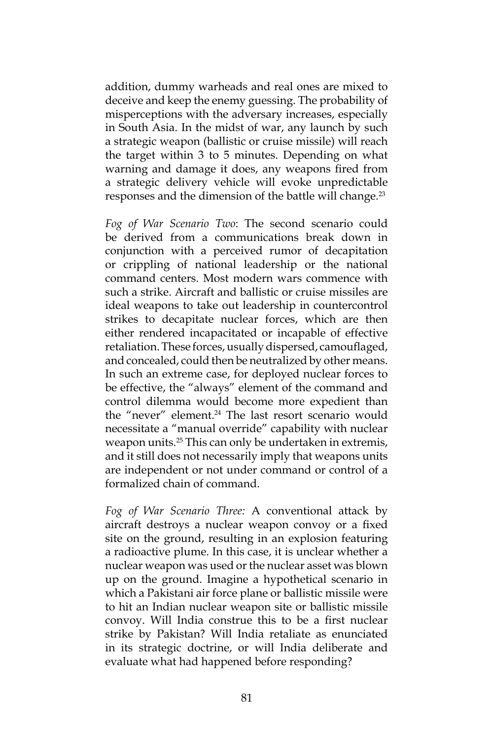addition, dummy warheads and real ones are mixed to deceive and keep the enemy guessing. The probability of misperceptions with the adversary increases, especially in South Asia. In the midst of war, any launch by such a strategic weapon (ballistic or cruise missile) will reach the target within 3 to 5 minutes. Depending on what warning and damage it does, any weapons fired from a strategic delivery vehicle will evoke unpredictable responses and the dimension of the battle will change.[23]

*Fog of War Scenario Two*: The second scenario could be derived from a communications break down in conjunction with a perceived rumor of decapitation or crippling of national leadership or the national command centers. Most modern wars commence with such a strike. Aircraft and ballistic or cruise missiles are ideal weapons to take out leadership in countercontrol strikes to decapitate nuclear forces, which are then either rendered incapacitated or incapable of effective retaliation. These forces, usually dispersed, camouflaged, and concealed, could then be neutralized by other means. In such an extreme case, for deployed nuclear forces to be effective, the "always" element of the command and control dilemma would become more expedient than the "never" element.[24] The last resort scenario would necessitate a "manual override" capability with nuclear weapon units.[25] This can only be undertaken in extremis, and it still does not necessarily imply that weapons units are independent or not under command or control of a formalized chain of command.

*Fog of War Scenario Three:* A conventional attack by aircraft destroys a nuclear weapon convoy or a fixed site on the ground, resulting in an explosion featuring a radioactive plume. In this case, it is unclear whether a nuclear weapon was used or the nuclear asset was blown up on the ground. Imagine a hypothetical scenario in which a Pakistani air force plane or ballistic missile were to hit an Indian nuclear weapon site or ballistic missile convoy. Will India construe this to be a first nuclear strike by Pakistan? Will India retaliate as enunciated in its strategic doctrine, or will India deliberate and evaluate what had happened before responding?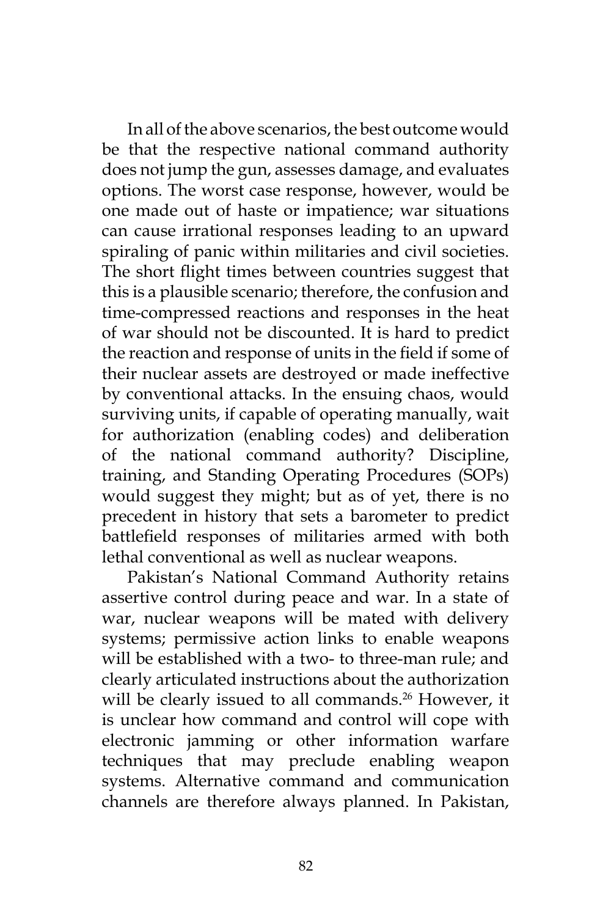In all of the above scenarios, the best outcome would be that the respective national command authority does not jump the gun, assesses damage, and evaluates options. The worst case response, however, would be one made out of haste or impatience; war situations can cause irrational responses leading to an upward spiraling of panic within militaries and civil societies. The short flight times between countries suggest that this is a plausible scenario; therefore, the confusion and time-compressed reactions and responses in the heat of war should not be discounted. It is hard to predict the reaction and response of units in the field if some of their nuclear assets are destroyed or made ineffective by conventional attacks. In the ensuing chaos, would surviving units, if capable of operating manually, wait for authorization (enabling codes) and deliberation of the national command authority? Discipline, training, and Standing Operating Procedures (SOPs) would suggest they might; but as of yet, there is no precedent in history that sets a barometer to predict battlefield responses of militaries armed with both lethal conventional as well as nuclear weapons.

Pakistan's National Command Authority retains assertive control during peace and war. In a state of war, nuclear weapons will be mated with delivery systems; permissive action links to enable weapons will be established with a two- to three-man rule; and clearly articulated instructions about the authorization will be clearly issued to all commands.[26] However, it is unclear how command and control will cope with electronic jamming or other information warfare techniques that may preclude enabling weapon systems. Alternative command and communication channels are therefore always planned. In Pakistan,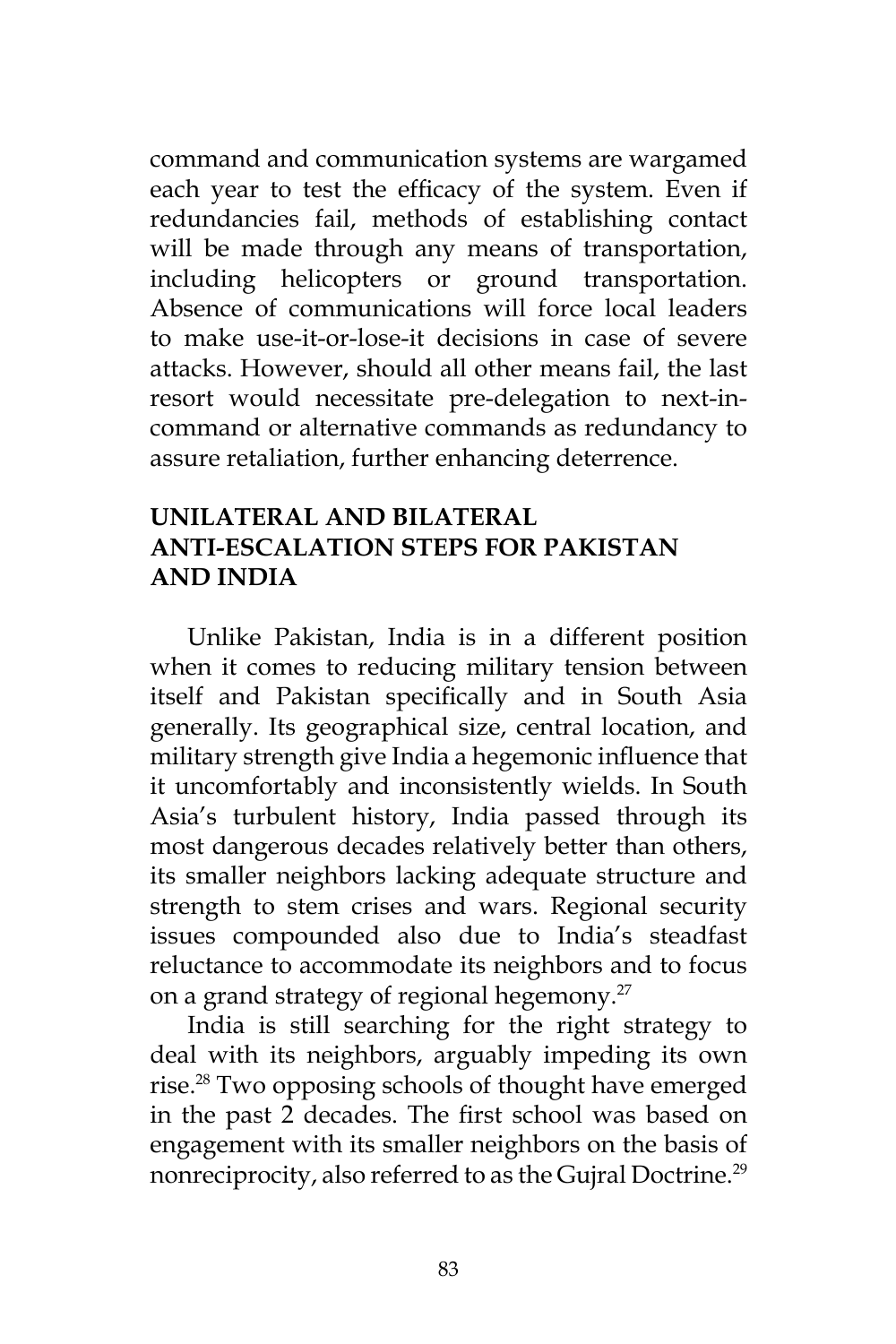command and communication systems are wargamed each year to test the efficacy of the system. Even if redundancies fail, methods of establishing contact will be made through any means of transportation, including helicopters or ground transportation. Absence of communications will force local leaders to make use-it-or-lose-it decisions in case of severe attacks. However, should all other means fail, the last resort would necessitate pre-delegation to next-in-command or alternative commands as redundancy to assure retaliation, further enhancing deterrence.

## UNILATERAL AND BILATERAL ANTI-ESCALATION STEPS FOR PAKISTAN AND INDIA

Unlike Pakistan, India is in a different position when it comes to reducing military tension between itself and Pakistan specifically and in South Asia generally. Its geographical size, central location, and military strength give India a hegemonic influence that it uncomfortably and inconsistently wields. In South Asia's turbulent history, India passed through its most dangerous decades relatively better than others, its smaller neighbors lacking adequate structure and strength to stem crises and wars. Regional security issues compounded also due to India's steadfast reluctance to accommodate its neighbors and to focus on a grand strategy of regional hegemony.[27]

India is still searching for the right strategy to deal with its neighbors, arguably impeding its own rise.[28] Two opposing schools of thought have emerged in the past 2 decades. The first school was based on engagement with its smaller neighbors on the basis of nonreciprocity, also referred to as the Gujral Doctrine.[29]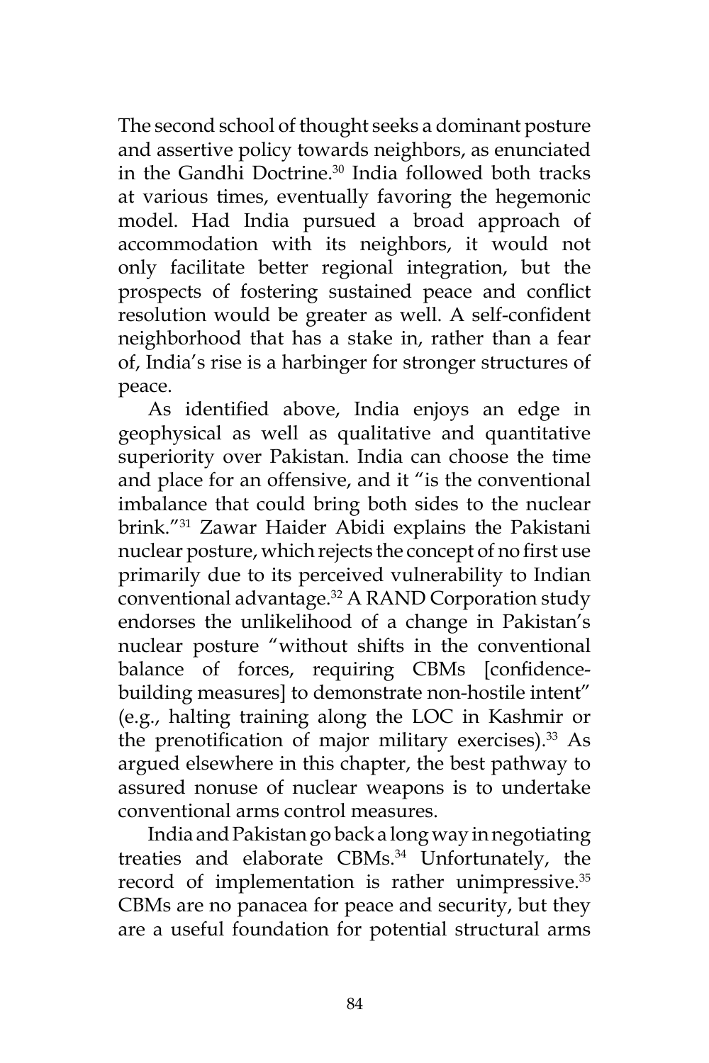The second school of thought seeks a dominant posture and assertive policy towards neighbors, as enunciated in the Gandhi Doctrine.[30] India followed both tracks at various times, eventually favoring the hegemonic model. Had India pursued a broad approach of accommodation with its neighbors, it would not only facilitate better regional integration, but the prospects of fostering sustained peace and conflict resolution would be greater as well. A self-confident neighborhood that has a stake in, rather than a fear of, India's rise is a harbinger for stronger structures of peace.

As identified above, India enjoys an edge in geophysical as well as qualitative and quantitative superiority over Pakistan. India can choose the time and place for an offensive, and it "is the conventional imbalance that could bring both sides to the nuclear brink."[31] Zawar Haider Abidi explains the Pakistani nuclear posture, which rejects the concept of no first use primarily due to its perceived vulnerability to Indian conventional advantage.[32] A RAND Corporation study endorses the unlikelihood of a change in Pakistan's nuclear posture "without shifts in the conventional balance of forces, requiring CBMs [confidence-building measures] to demonstrate non-hostile intent" (e.g., halting training along the LOC in Kashmir or the prenotification of major military exercises).[33] As argued elsewhere in this chapter, the best pathway to assured nonuse of nuclear weapons is to undertake conventional arms control measures.

India and Pakistan go back a long way in negotiating treaties and elaborate CBMs.[34] Unfortunately, the record of implementation is rather unimpressive.[35] CBMs are no panacea for peace and security, but they are a useful foundation for potential structural arms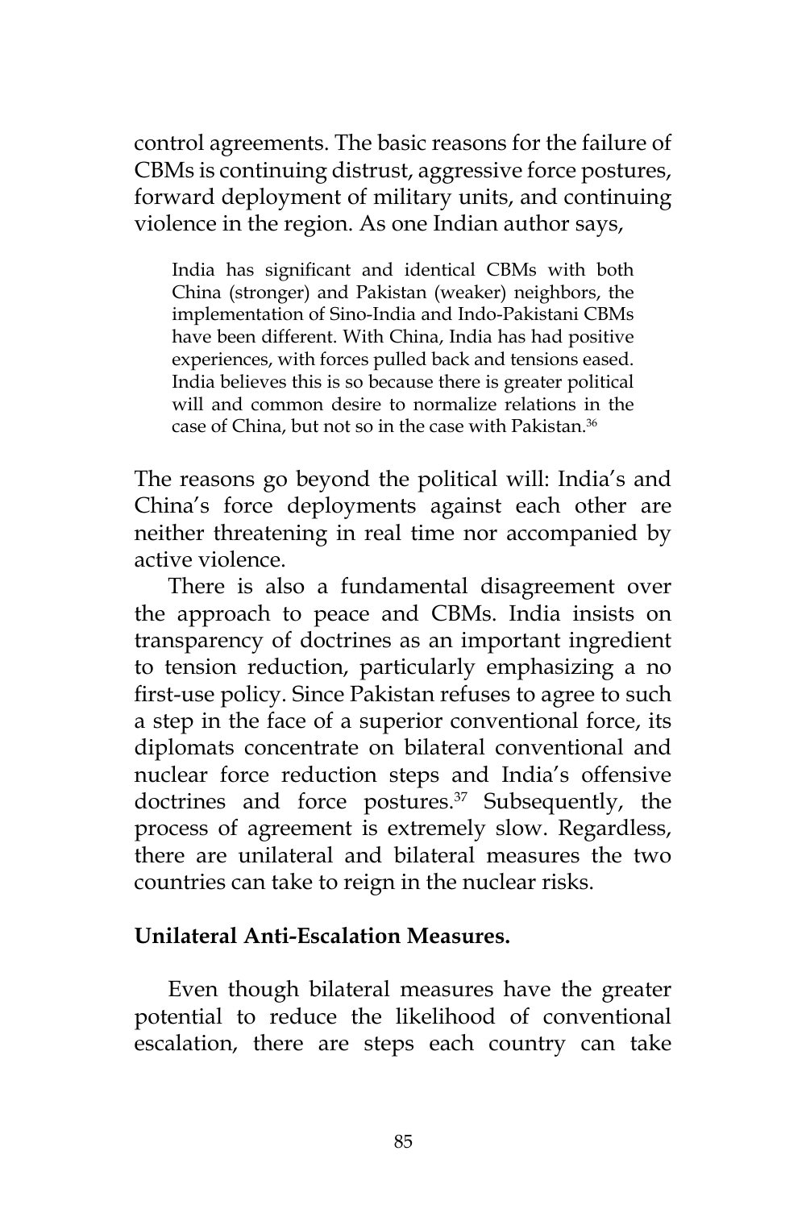control agreements. The basic reasons for the failure of CBMs is continuing distrust, aggressive force postures, forward deployment of military units, and continuing violence in the region. As one Indian author says,

> India has significant and identical CBMs with both China (stronger) and Pakistan (weaker) neighbors, the implementation of Sino-India and Indo-Pakistani CBMs have been different. With China, India has had positive experiences, with forces pulled back and tensions eased. India believes this is so because there is greater political will and common desire to normalize relations in the case of China, but not so in the case with Pakistan.[36]

The reasons go beyond the political will: India's and China's force deployments against each other are neither threatening in real time nor accompanied by active violence.

There is also a fundamental disagreement over the approach to peace and CBMs. India insists on transparency of doctrines as an important ingredient to tension reduction, particularly emphasizing a no first-use policy. Since Pakistan refuses to agree to such a step in the face of a superior conventional force, its diplomats concentrate on bilateral conventional and nuclear force reduction steps and India's offensive doctrines and force postures.[37] Subsequently, the process of agreement is extremely slow. Regardless, there are unilateral and bilateral measures the two countries can take to reign in the nuclear risks.

**Unilateral Anti-Escalation Measures.**

Even though bilateral measures have the greater potential to reduce the likelihood of conventional escalation, there are steps each country can take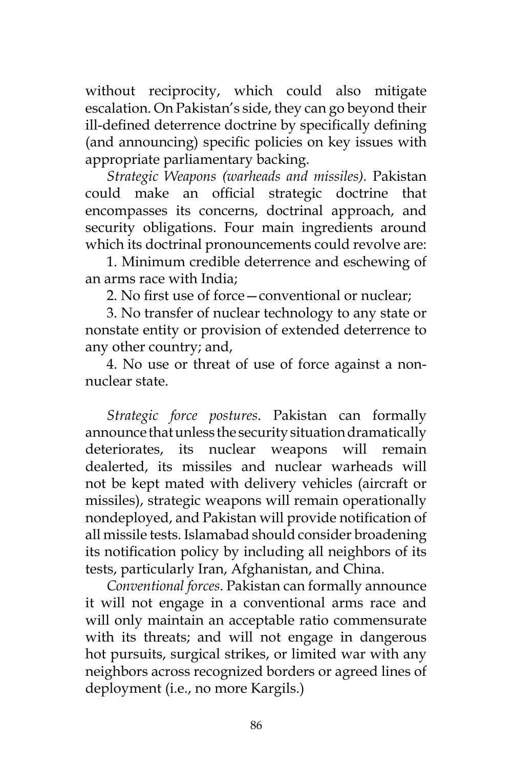without reciprocity, which could also mitigate escalation. On Pakistan's side, they can go beyond their ill-defined deterrence doctrine by specifically defining (and announcing) specific policies on key issues with appropriate parliamentary backing.

*Strategic Weapons (warheads and missiles).* Pakistan could make an official strategic doctrine that encompasses its concerns, doctrinal approach, and security obligations. Four main ingredients around which its doctrinal pronouncements could revolve are:

1. Minimum credible deterrence and eschewing of an arms race with India;

2. No first use of force—conventional or nuclear;

3. No transfer of nuclear technology to any state or nonstate entity or provision of extended deterrence to any other country; and,

4. No use or threat of use of force against a non-nuclear state.

*Strategic force postures*. Pakistan can formally announce that unless the security situation dramatically deteriorates, its nuclear weapons will remain dealerted, its missiles and nuclear warheads will not be kept mated with delivery vehicles (aircraft or missiles), strategic weapons will remain operationally nondeployed, and Pakistan will provide notification of all missile tests. Islamabad should consider broadening its notification policy by including all neighbors of its tests, particularly Iran, Afghanistan, and China.

*Conventional forces*. Pakistan can formally announce it will not engage in a conventional arms race and will only maintain an acceptable ratio commensurate with its threats; and will not engage in dangerous hot pursuits, surgical strikes, or limited war with any neighbors across recognized borders or agreed lines of deployment (i.e., no more Kargils.)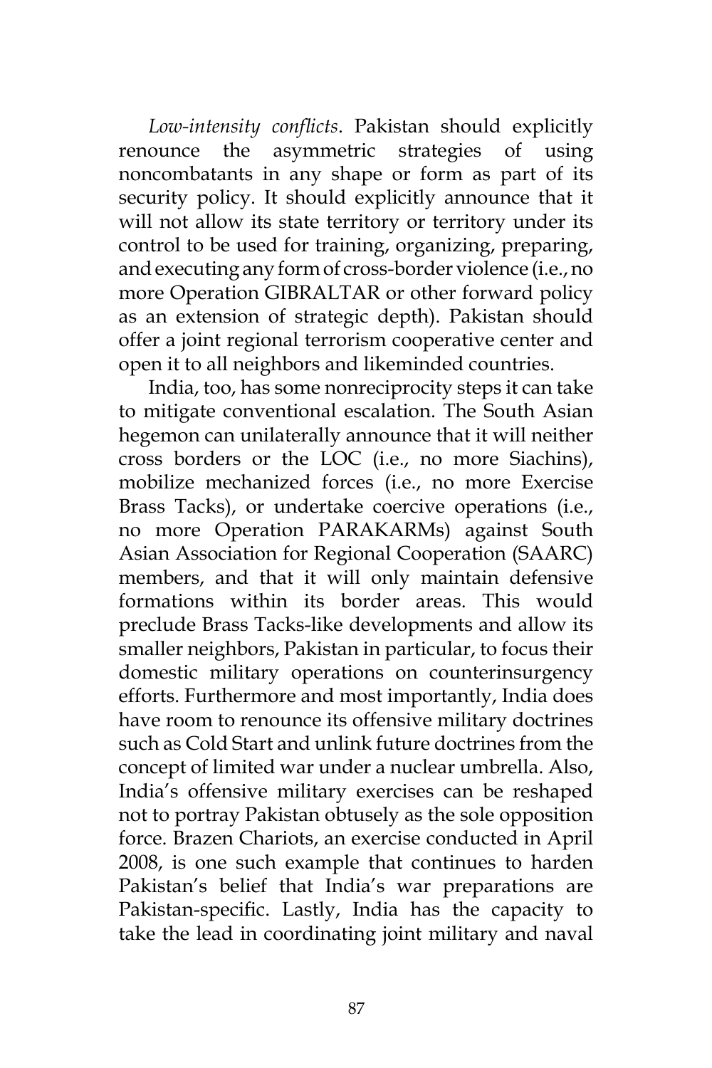*Low-intensity conflicts*. Pakistan should explicitly renounce the asymmetric strategies of using noncombatants in any shape or form as part of its security policy. It should explicitly announce that it will not allow its state territory or territory under its control to be used for training, organizing, preparing, and executing any form of cross-border violence (i.e., no more Operation GIBRALTAR or other forward policy as an extension of strategic depth). Pakistan should offer a joint regional terrorism cooperative center and open it to all neighbors and likeminded countries.

India, too, has some nonreciprocity steps it can take to mitigate conventional escalation. The South Asian hegemon can unilaterally announce that it will neither cross borders or the LOC (i.e., no more Siachins), mobilize mechanized forces (i.e., no more Exercise Brass Tacks), or undertake coercive operations (i.e., no more Operation PARAKARMs) against South Asian Association for Regional Cooperation (SAARC) members, and that it will only maintain defensive formations within its border areas. This would preclude Brass Tacks-like developments and allow its smaller neighbors, Pakistan in particular, to focus their domestic military operations on counterinsurgency efforts. Furthermore and most importantly, India does have room to renounce its offensive military doctrines such as Cold Start and unlink future doctrines from the concept of limited war under a nuclear umbrella. Also, India's offensive military exercises can be reshaped not to portray Pakistan obtusely as the sole opposition force. Brazen Chariots, an exercise conducted in April 2008, is one such example that continues to harden Pakistan's belief that India's war preparations are Pakistan-specific. Lastly, India has the capacity to take the lead in coordinating joint military and naval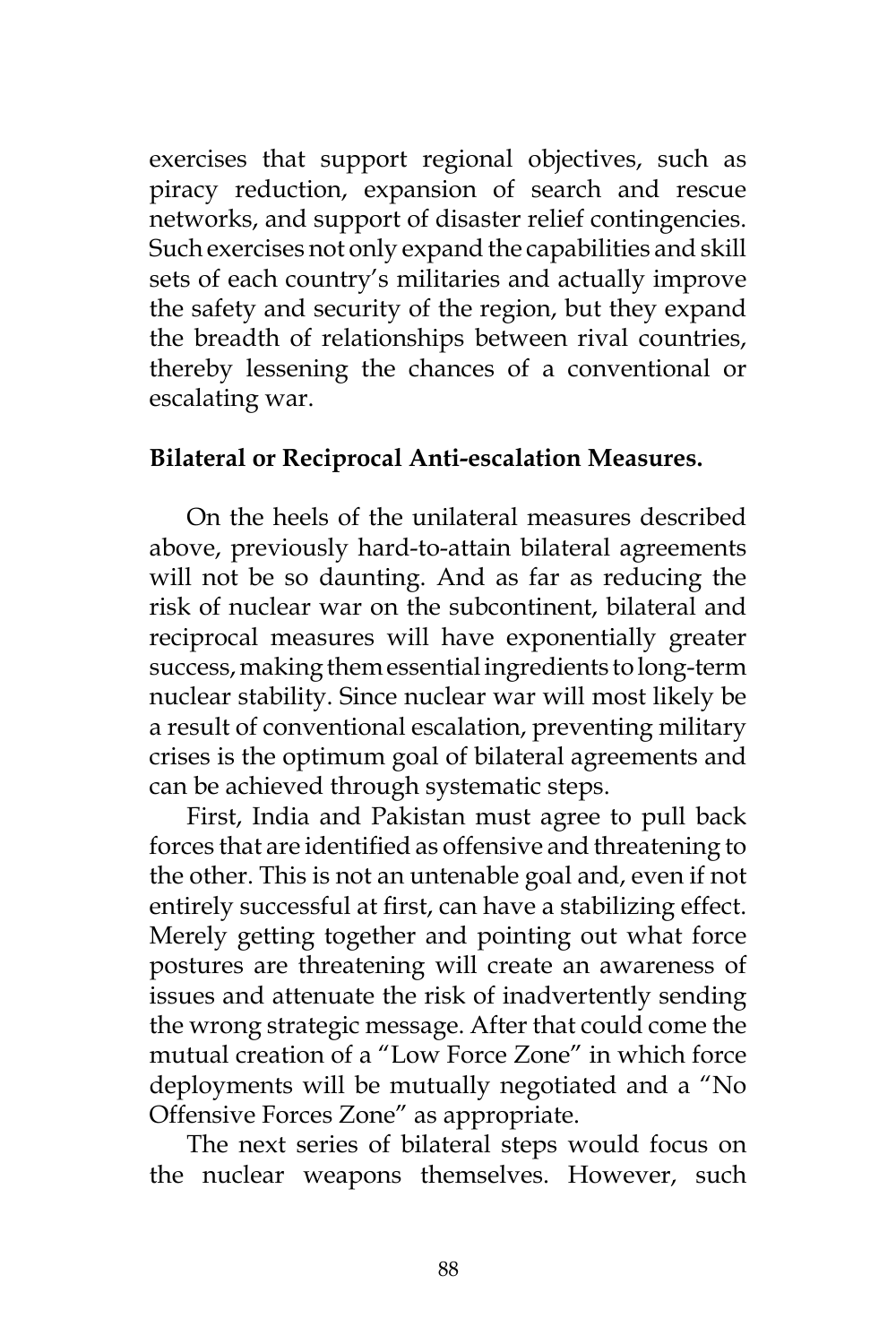exercises that support regional objectives, such as piracy reduction, expansion of search and rescue networks, and support of disaster relief contingencies. Such exercises not only expand the capabilities and skill sets of each country's militaries and actually improve the safety and security of the region, but they expand the breadth of relationships between rival countries, thereby lessening the chances of a conventional or escalating war.

**Bilateral or Reciprocal Anti-escalation Measures.**

On the heels of the unilateral measures described above, previously hard-to-attain bilateral agreements will not be so daunting. And as far as reducing the risk of nuclear war on the subcontinent, bilateral and reciprocal measures will have exponentially greater success, making them essential ingredients to long-term nuclear stability. Since nuclear war will most likely be a result of conventional escalation, preventing military crises is the optimum goal of bilateral agreements and can be achieved through systematic steps.

First, India and Pakistan must agree to pull back forces that are identified as offensive and threatening to the other. This is not an untenable goal and, even if not entirely successful at first, can have a stabilizing effect. Merely getting together and pointing out what force postures are threatening will create an awareness of issues and attenuate the risk of inadvertently sending the wrong strategic message. After that could come the mutual creation of a "Low Force Zone" in which force deployments will be mutually negotiated and a "No Offensive Forces Zone" as appropriate.

The next series of bilateral steps would focus on the nuclear weapons themselves. However, such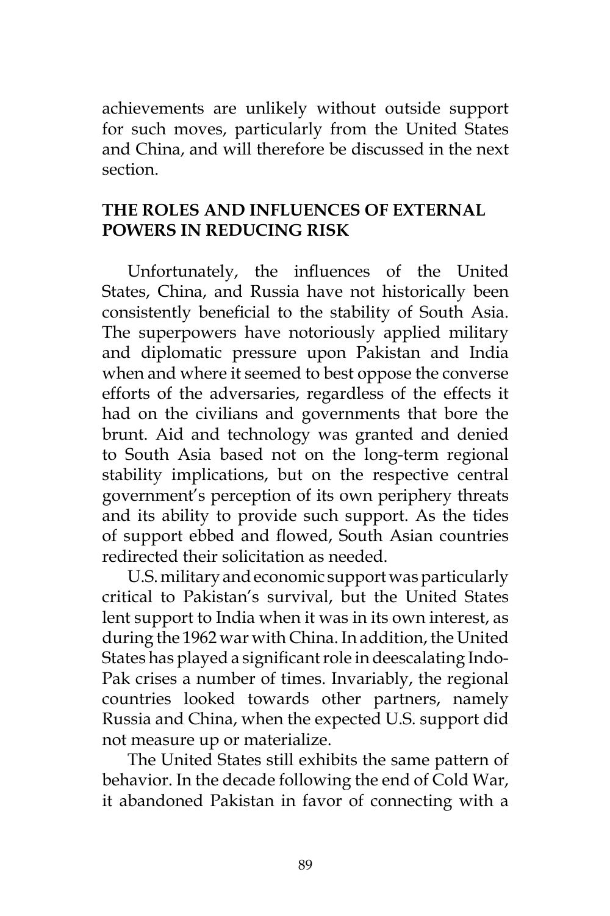achievements are unlikely without outside support for such moves, particularly from the United States and China, and will therefore be discussed in the next section.

## THE ROLES AND INFLUENCES OF EXTERNAL POWERS IN REDUCING RISK

Unfortunately, the influences of the United States, China, and Russia have not historically been consistently beneficial to the stability of South Asia. The superpowers have notoriously applied military and diplomatic pressure upon Pakistan and India when and where it seemed to best oppose the converse efforts of the adversaries, regardless of the effects it had on the civilians and governments that bore the brunt. Aid and technology was granted and denied to South Asia based not on the long-term regional stability implications, but on the respective central government's perception of its own periphery threats and its ability to provide such support. As the tides of support ebbed and flowed, South Asian countries redirected their solicitation as needed.

U.S. military and economic support was particularly critical to Pakistan's survival, but the United States lent support to India when it was in its own interest, as during the 1962 war with China. In addition, the United States has played a significant role in deescalating Indo-Pak crises a number of times. Invariably, the regional countries looked towards other partners, namely Russia and China, when the expected U.S. support did not measure up or materialize.

The United States still exhibits the same pattern of behavior. In the decade following the end of Cold War, it abandoned Pakistan in favor of connecting with a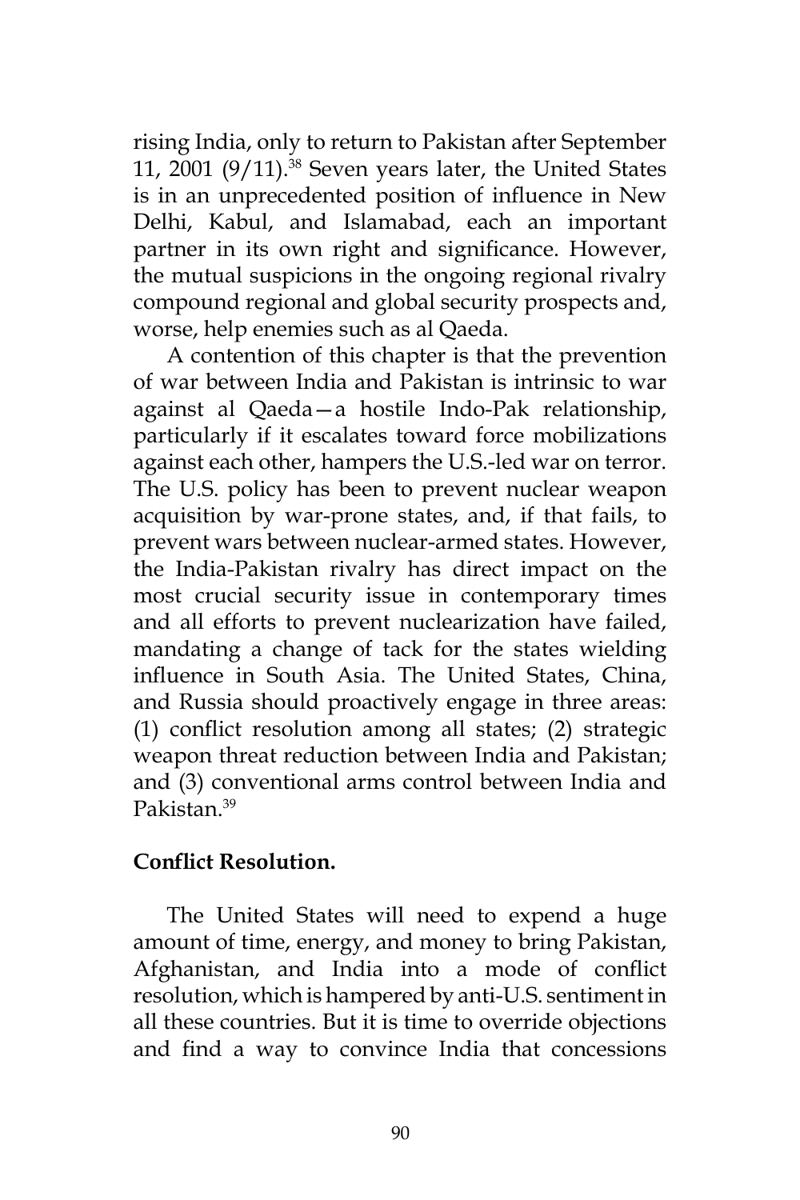rising India, only to return to Pakistan after September 11, 2001 (9/11).[38] Seven years later, the United States is in an unprecedented position of influence in New Delhi, Kabul, and Islamabad, each an important partner in its own right and significance. However, the mutual suspicions in the ongoing regional rivalry compound regional and global security prospects and, worse, help enemies such as al Qaeda.

A contention of this chapter is that the prevention of war between India and Pakistan is intrinsic to war against al Qaeda—a hostile Indo-Pak relationship, particularly if it escalates toward force mobilizations against each other, hampers the U.S.-led war on terror. The U.S. policy has been to prevent nuclear weapon acquisition by war-prone states, and, if that fails, to prevent wars between nuclear-armed states. However, the India-Pakistan rivalry has direct impact on the most crucial security issue in contemporary times and all efforts to prevent nuclearization have failed, mandating a change of tack for the states wielding influence in South Asia. The United States, China, and Russia should proactively engage in three areas: (1) conflict resolution among all states; (2) strategic weapon threat reduction between India and Pakistan; and (3) conventional arms control between India and Pakistan.[39]

**Conflict Resolution.**

The United States will need to expend a huge amount of time, energy, and money to bring Pakistan, Afghanistan, and India into a mode of conflict resolution, which is hampered by anti-U.S. sentiment in all these countries. But it is time to override objections and find a way to convince India that concessions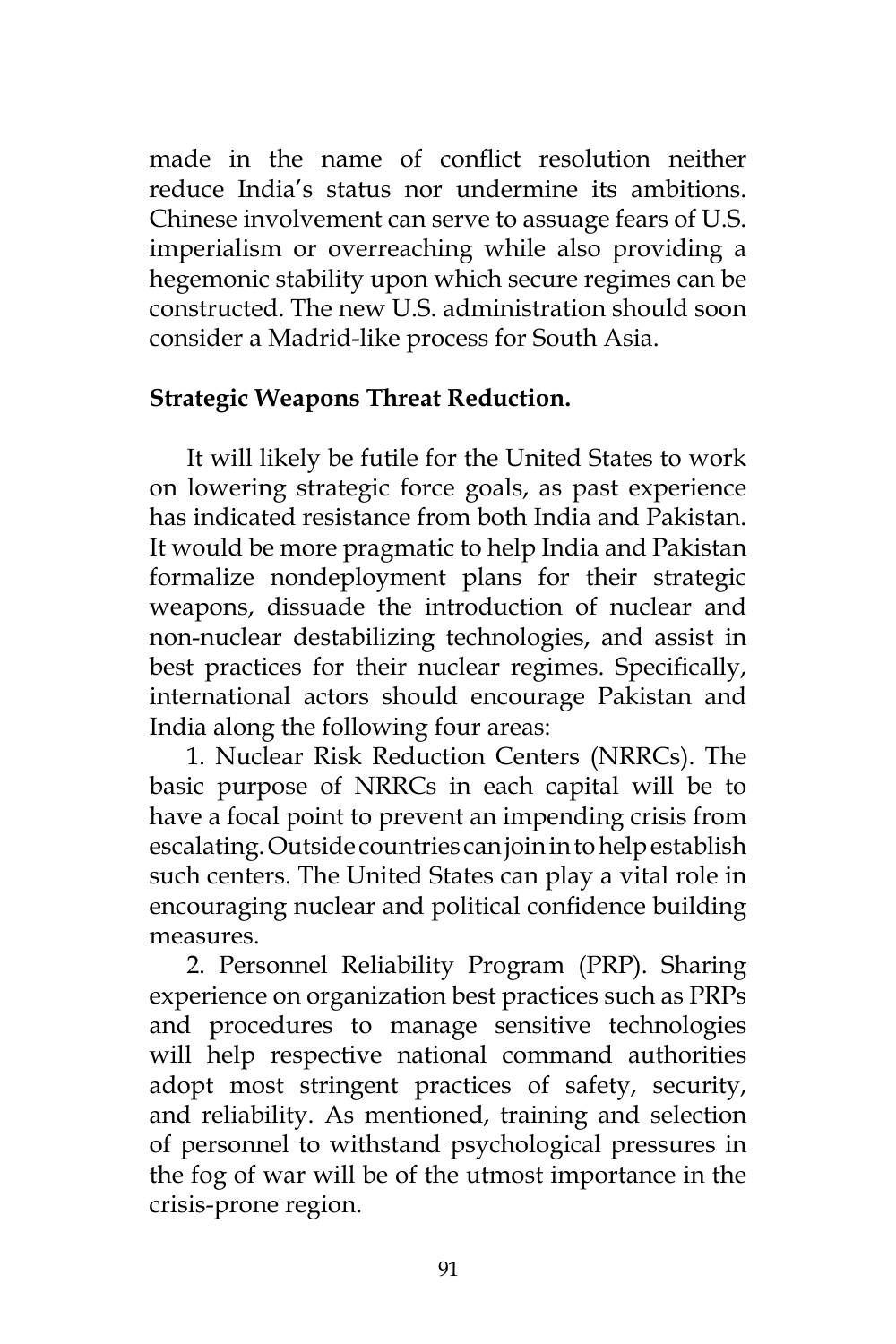made in the name of conflict resolution neither reduce India's status nor undermine its ambitions. Chinese involvement can serve to assuage fears of U.S. imperialism or overreaching while also providing a hegemonic stability upon which secure regimes can be constructed. The new U.S. administration should soon consider a Madrid-like process for South Asia.

**Strategic Weapons Threat Reduction.**

It will likely be futile for the United States to work on lowering strategic force goals, as past experience has indicated resistance from both India and Pakistan. It would be more pragmatic to help India and Pakistan formalize nondeployment plans for their strategic weapons, dissuade the introduction of nuclear and non-nuclear destabilizing technologies, and assist in best practices for their nuclear regimes. Specifically, international actors should encourage Pakistan and India along the following four areas:

1. Nuclear Risk Reduction Centers (NRRCs). The basic purpose of NRRCs in each capital will be to have a focal point to prevent an impending crisis from escalating. Outside countries can join in to help establish such centers. The United States can play a vital role in encouraging nuclear and political confidence building measures.

2. Personnel Reliability Program (PRP). Sharing experience on organization best practices such as PRPs and procedures to manage sensitive technologies will help respective national command authorities adopt most stringent practices of safety, security, and reliability. As mentioned, training and selection of personnel to withstand psychological pressures in the fog of war will be of the utmost importance in the crisis-prone region.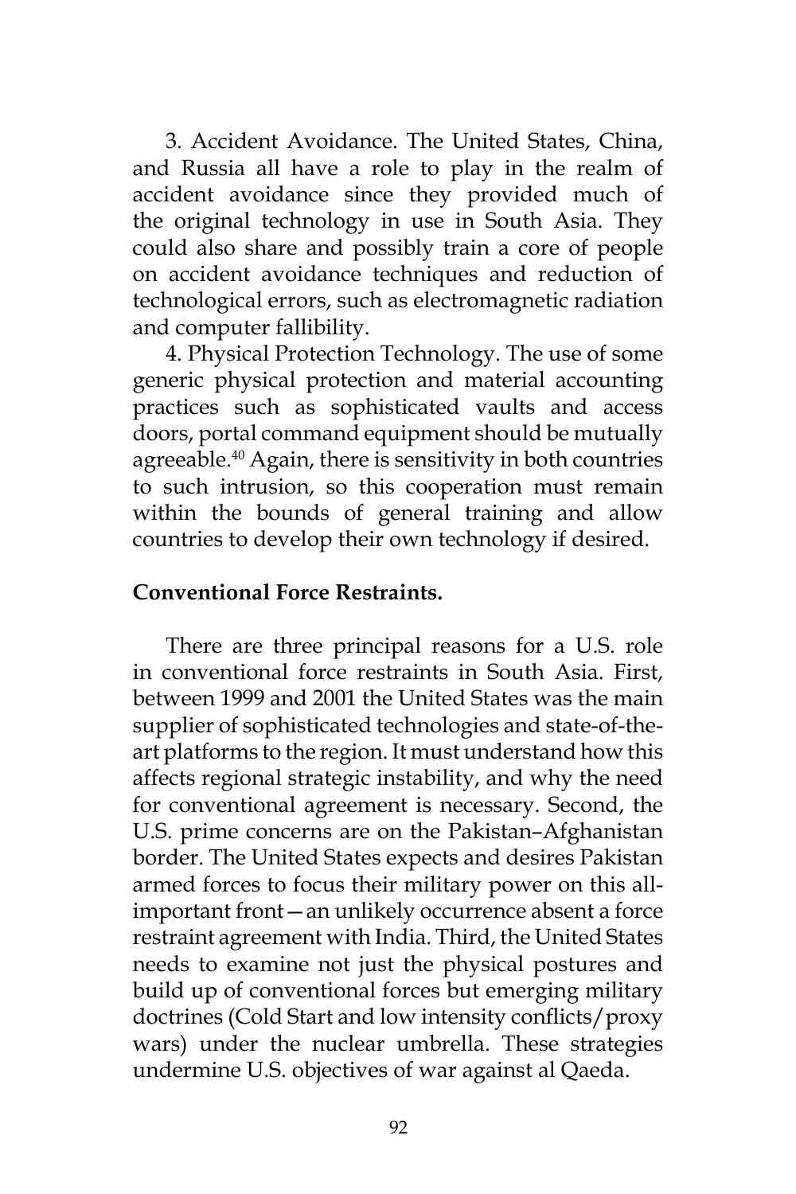3. Accident Avoidance. The United States, China, and Russia all have a role to play in the realm of accident avoidance since they provided much of the original technology in use in South Asia. They could also share and possibly train a core of people on accident avoidance techniques and reduction of technological errors, such as electromagnetic radiation and computer fallibility.

4. Physical Protection Technology. The use of some generic physical protection and material accounting practices such as sophisticated vaults and access doors, portal command equipment should be mutually agreeable.[40] Again, there is sensitivity in both countries to such intrusion, so this cooperation must remain within the bounds of general training and allow countries to develop their own technology if desired.

**Conventional Force Restraints.**

There are three principal reasons for a U.S. role in conventional force restraints in South Asia. First, between 1999 and 2001 the United States was the main supplier of sophisticated technologies and state-of-the-art platforms to the region. It must understand how this affects regional strategic instability, and why the need for conventional agreement is necessary. Second, the U.S. prime concerns are on the Pakistan–Afghanistan border. The United States expects and desires Pakistan armed forces to focus their military power on this all-important front—an unlikely occurrence absent a force restraint agreement with India. Third, the United States needs to examine not just the physical postures and build up of conventional forces but emerging military doctrines (Cold Start and low intensity conflicts/proxy wars) under the nuclear umbrella. These strategies undermine U.S. objectives of war against al Qaeda.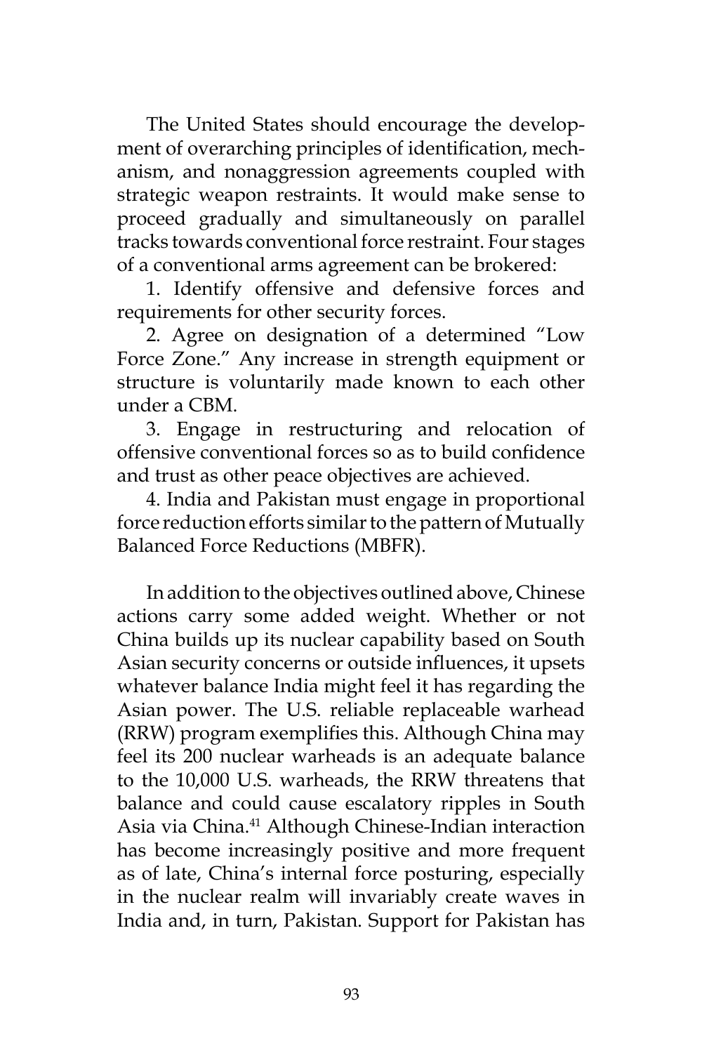The United States should encourage the development of overarching principles of identification, mechanism, and nonaggression agreements coupled with strategic weapon restraints. It would make sense to proceed gradually and simultaneously on parallel tracks towards conventional force restraint. Four stages of a conventional arms agreement can be brokered:

1. Identify offensive and defensive forces and requirements for other security forces.

2. Agree on designation of a determined "Low Force Zone." Any increase in strength equipment or structure is voluntarily made known to each other under a CBM.

3. Engage in restructuring and relocation of offensive conventional forces so as to build confidence and trust as other peace objectives are achieved.

4. India and Pakistan must engage in proportional force reduction efforts similar to the pattern of Mutually Balanced Force Reductions (MBFR).

In addition to the objectives outlined above, Chinese actions carry some added weight. Whether or not China builds up its nuclear capability based on South Asian security concerns or outside influences, it upsets whatever balance India might feel it has regarding the Asian power. The U.S. reliable replaceable warhead (RRW) program exemplifies this. Although China may feel its 200 nuclear warheads is an adequate balance to the 10,000 U.S. warheads, the RRW threatens that balance and could cause escalatory ripples in South Asia via China.[41] Although Chinese-Indian interaction has become increasingly positive and more frequent as of late, China's internal force posturing, especially in the nuclear realm will invariably create waves in India and, in turn, Pakistan. Support for Pakistan has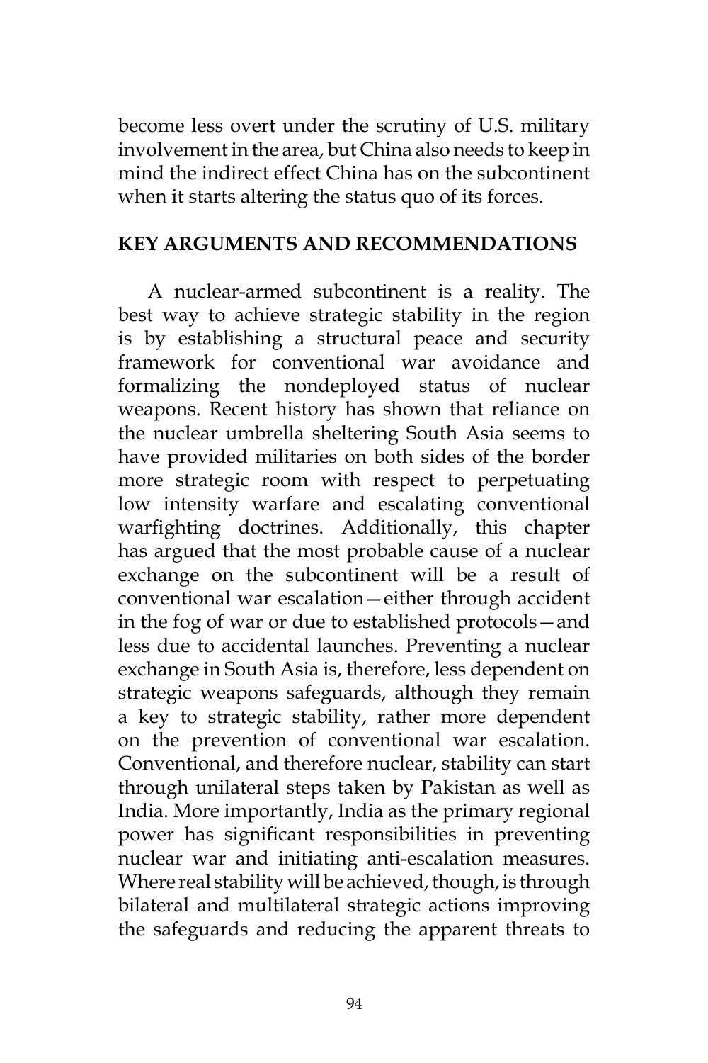become less overt under the scrutiny of U.S. military involvement in the area, but China also needs to keep in mind the indirect effect China has on the subcontinent when it starts altering the status quo of its forces.

## KEY ARGUMENTS AND RECOMMENDATIONS

A nuclear-armed subcontinent is a reality. The best way to achieve strategic stability in the region is by establishing a structural peace and security framework for conventional war avoidance and formalizing the nondeployed status of nuclear weapons. Recent history has shown that reliance on the nuclear umbrella sheltering South Asia seems to have provided militaries on both sides of the border more strategic room with respect to perpetuating low intensity warfare and escalating conventional warfighting doctrines. Additionally, this chapter has argued that the most probable cause of a nuclear exchange on the subcontinent will be a result of conventional war escalation—either through accident in the fog of war or due to established protocols—and less due to accidental launches. Preventing a nuclear exchange in South Asia is, therefore, less dependent on strategic weapons safeguards, although they remain a key to strategic stability, rather more dependent on the prevention of conventional war escalation. Conventional, and therefore nuclear, stability can start through unilateral steps taken by Pakistan as well as India. More importantly, India as the primary regional power has significant responsibilities in preventing nuclear war and initiating anti-escalation measures. Where real stability will be achieved, though, is through bilateral and multilateral strategic actions improving the safeguards and reducing the apparent threats to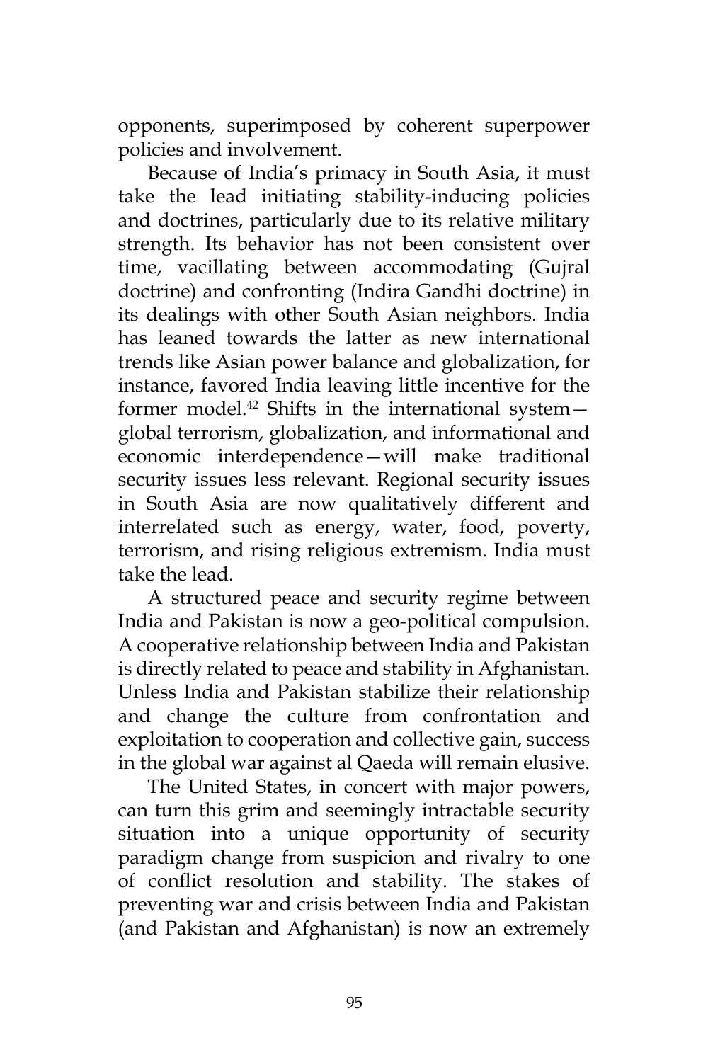opponents, superimposed by coherent superpower policies and involvement.

Because of India's primacy in South Asia, it must take the lead initiating stability-inducing policies and doctrines, particularly due to its relative military strength. Its behavior has not been consistent over time, vacillating between accommodating (Gujral doctrine) and confronting (Indira Gandhi doctrine) in its dealings with other South Asian neighbors. India has leaned towards the latter as new international trends like Asian power balance and globalization, for instance, favored India leaving little incentive for the former model.[42] Shifts in the international system—global terrorism, globalization, and informational and economic interdependence—will make traditional security issues less relevant. Regional security issues in South Asia are now qualitatively different and interrelated such as energy, water, food, poverty, terrorism, and rising religious extremism. India must take the lead.

A structured peace and security regime between India and Pakistan is now a geo-political compulsion. A cooperative relationship between India and Pakistan is directly related to peace and stability in Afghanistan. Unless India and Pakistan stabilize their relationship and change the culture from confrontation and exploitation to cooperation and collective gain, success in the global war against al Qaeda will remain elusive.

The United States, in concert with major powers, can turn this grim and seemingly intractable security situation into a unique opportunity of security paradigm change from suspicion and rivalry to one of conflict resolution and stability. The stakes of preventing war and crisis between India and Pakistan (and Pakistan and Afghanistan) is now an extremely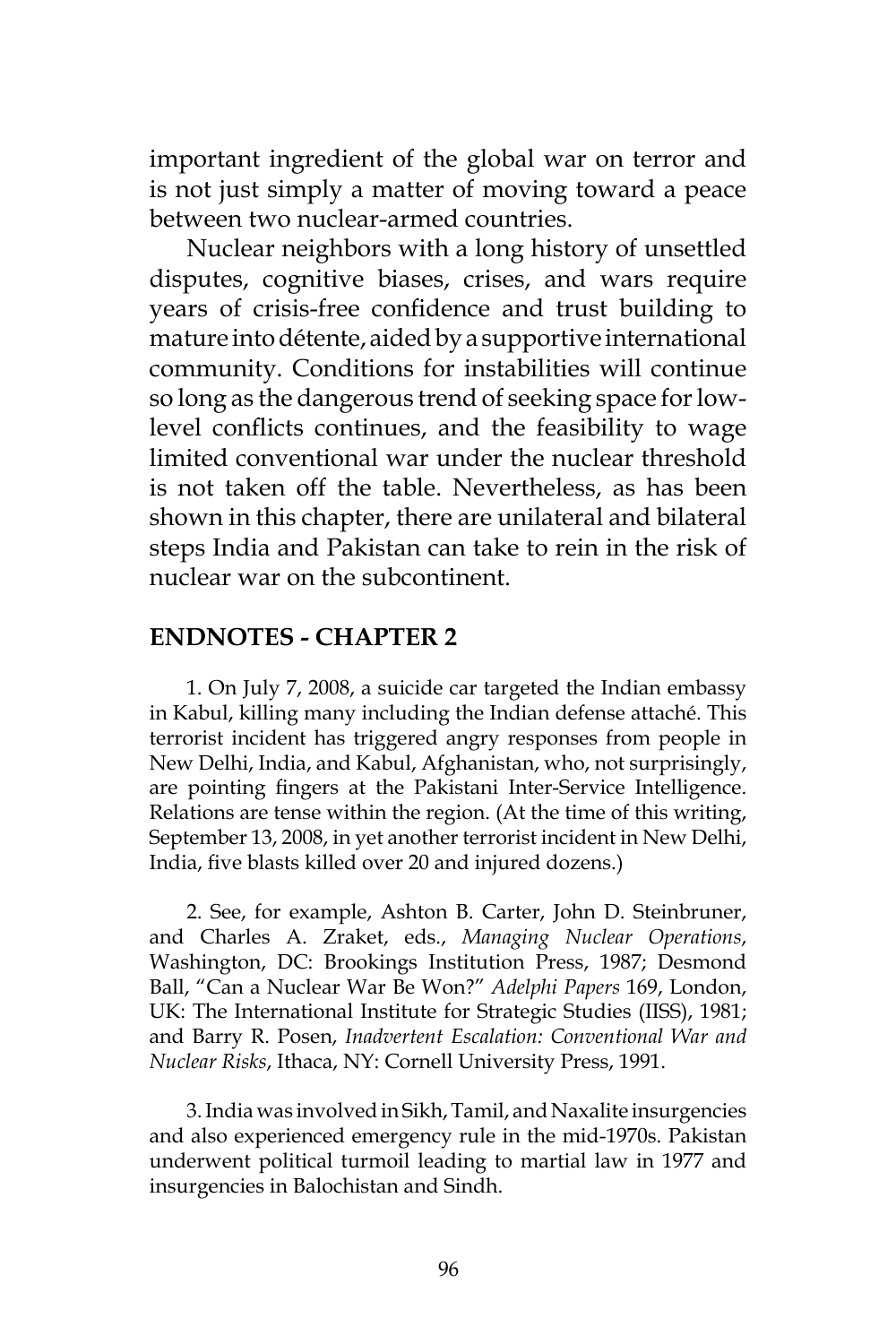important ingredient of the global war on terror and is not just simply a matter of moving toward a peace between two nuclear-armed countries.

Nuclear neighbors with a long history of unsettled disputes, cognitive biases, crises, and wars require years of crisis-free confidence and trust building to mature into détente, aided by a supportive international community. Conditions for instabilities will continue so long as the dangerous trend of seeking space for low-level conflicts continues, and the feasibility to wage limited conventional war under the nuclear threshold is not taken off the table. Nevertheless, as has been shown in this chapter, there are unilateral and bilateral steps India and Pakistan can take to rein in the risk of nuclear war on the subcontinent.

## ENDNOTES - CHAPTER 2

1. On July 7, 2008, a suicide car targeted the Indian embassy in Kabul, killing many including the Indian defense attaché. This terrorist incident has triggered angry responses from people in New Delhi, India, and Kabul, Afghanistan, who, not surprisingly, are pointing fingers at the Pakistani Inter-Service Intelligence. Relations are tense within the region. (At the time of this writing, September 13, 2008, in yet another terrorist incident in New Delhi, India, five blasts killed over 20 and injured dozens.)

2. See, for example, Ashton B. Carter, John D. Steinbruner, and Charles A. Zraket, eds., *Managing Nuclear Operations*, Washington, DC: Brookings Institution Press, 1987; Desmond Ball, "Can a Nuclear War Be Won?" *Adelphi Papers* 169, London, UK: The International Institute for Strategic Studies (IISS), 1981; and Barry R. Posen, *Inadvertent Escalation: Conventional War and Nuclear Risks*, Ithaca, NY: Cornell University Press, 1991.

3. India was involved in Sikh, Tamil, and Naxalite insurgencies and also experienced emergency rule in the mid-1970s. Pakistan underwent political turmoil leading to martial law in 1977 and insurgencies in Balochistan and Sindh.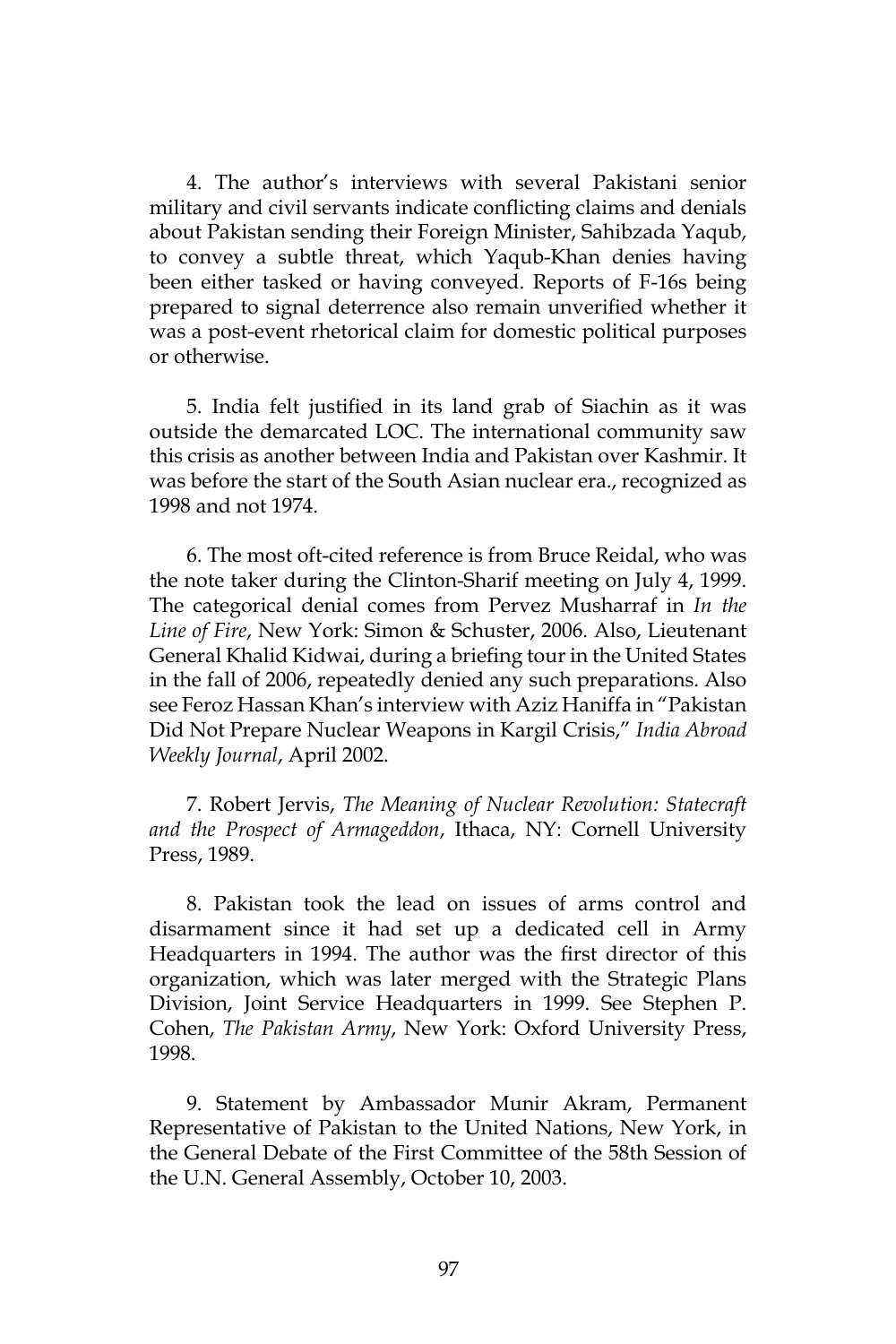4. The author's interviews with several Pakistani senior military and civil servants indicate conflicting claims and denials about Pakistan sending their Foreign Minister, Sahibzada Yaqub, to convey a subtle threat, which Yaqub-Khan denies having been either tasked or having conveyed. Reports of F-16s being prepared to signal deterrence also remain unverified whether it was a post-event rhetorical claim for domestic political purposes or otherwise.

5. India felt justified in its land grab of Siachin as it was outside the demarcated LOC. The international community saw this crisis as another between India and Pakistan over Kashmir. It was before the start of the South Asian nuclear era., recognized as 1998 and not 1974.

6. The most oft-cited reference is from Bruce Reidal, who was the note taker during the Clinton-Sharif meeting on July 4, 1999. The categorical denial comes from Pervez Musharraf in *In the Line of Fire*, New York: Simon & Schuster, 2006. Also, Lieutenant General Khalid Kidwai, during a briefing tour in the United States in the fall of 2006, repeatedly denied any such preparations. Also see Feroz Hassan Khan's interview with Aziz Haniffa in "Pakistan Did Not Prepare Nuclear Weapons in Kargil Crisis," *India Abroad Weekly Journal*, April 2002.

7. Robert Jervis, *The Meaning of Nuclear Revolution: Statecraft and the Prospect of Armageddon*, Ithaca, NY: Cornell University Press, 1989.

8. Pakistan took the lead on issues of arms control and disarmament since it had set up a dedicated cell in Army Headquarters in 1994. The author was the first director of this organization, which was later merged with the Strategic Plans Division, Joint Service Headquarters in 1999. See Stephen P. Cohen, *The Pakistan Army*, New York: Oxford University Press, 1998.

9. Statement by Ambassador Munir Akram, Permanent Representative of Pakistan to the United Nations, New York, in the General Debate of the First Committee of the 58th Session of the U.N. General Assembly, October 10, 2003.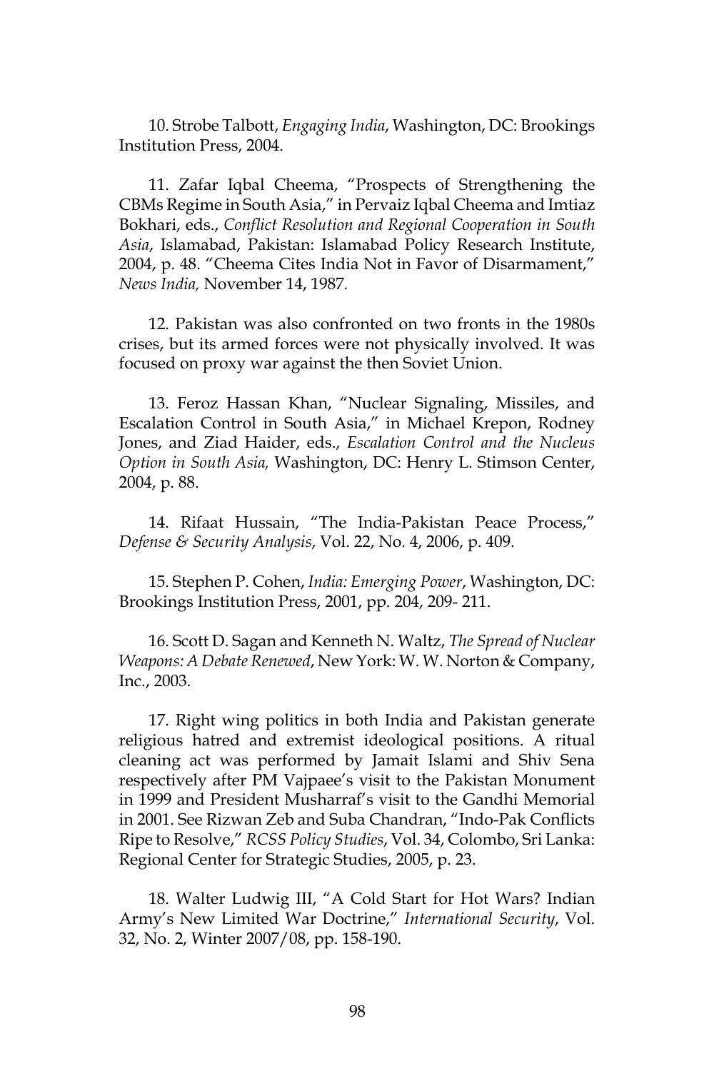10. Strobe Talbott, *Engaging India*, Washington, DC: Brookings Institution Press, 2004.

11. Zafar Iqbal Cheema, "Prospects of Strengthening the CBMs Regime in South Asia," in Pervaiz Iqbal Cheema and Imtiaz Bokhari, eds., *Conflict Resolution and Regional Cooperation in South Asia*, Islamabad, Pakistan: Islamabad Policy Research Institute, 2004, p. 48. "Cheema Cites India Not in Favor of Disarmament," *News India,* November 14, 1987.

12. Pakistan was also confronted on two fronts in the 1980s crises, but its armed forces were not physically involved. It was focused on proxy war against the then Soviet Union.

13. Feroz Hassan Khan, "Nuclear Signaling, Missiles, and Escalation Control in South Asia," in Michael Krepon, Rodney Jones, and Ziad Haider, eds., *Escalation Control and the Nucleus Option in South Asia,* Washington, DC: Henry L. Stimson Center, 2004, p. 88.

14. Rifaat Hussain, "The India-Pakistan Peace Process," *Defense & Security Analysis*, Vol. 22, No. 4, 2006, p. 409.

15. Stephen P. Cohen, *India: Emerging Power*, Washington, DC: Brookings Institution Press, 2001, pp. 204, 209- 211.

16. Scott D. Sagan and Kenneth N. Waltz, *The Spread of Nuclear Weapons: A Debate Renewed*, New York: W. W. Norton & Company, Inc., 2003.

17. Right wing politics in both India and Pakistan generate religious hatred and extremist ideological positions. A ritual cleaning act was performed by Jamait Islami and Shiv Sena respectively after PM Vajpaee's visit to the Pakistan Monument in 1999 and President Musharraf's visit to the Gandhi Memorial in 2001. See Rizwan Zeb and Suba Chandran, "Indo-Pak Conflicts Ripe to Resolve," *RCSS Policy Studies*, Vol. 34, Colombo, Sri Lanka: Regional Center for Strategic Studies, 2005, p. 23.

18. Walter Ludwig III, "A Cold Start for Hot Wars? Indian Army's New Limited War Doctrine," *International Security*, Vol. 32, No. 2, Winter 2007/08, pp. 158-190.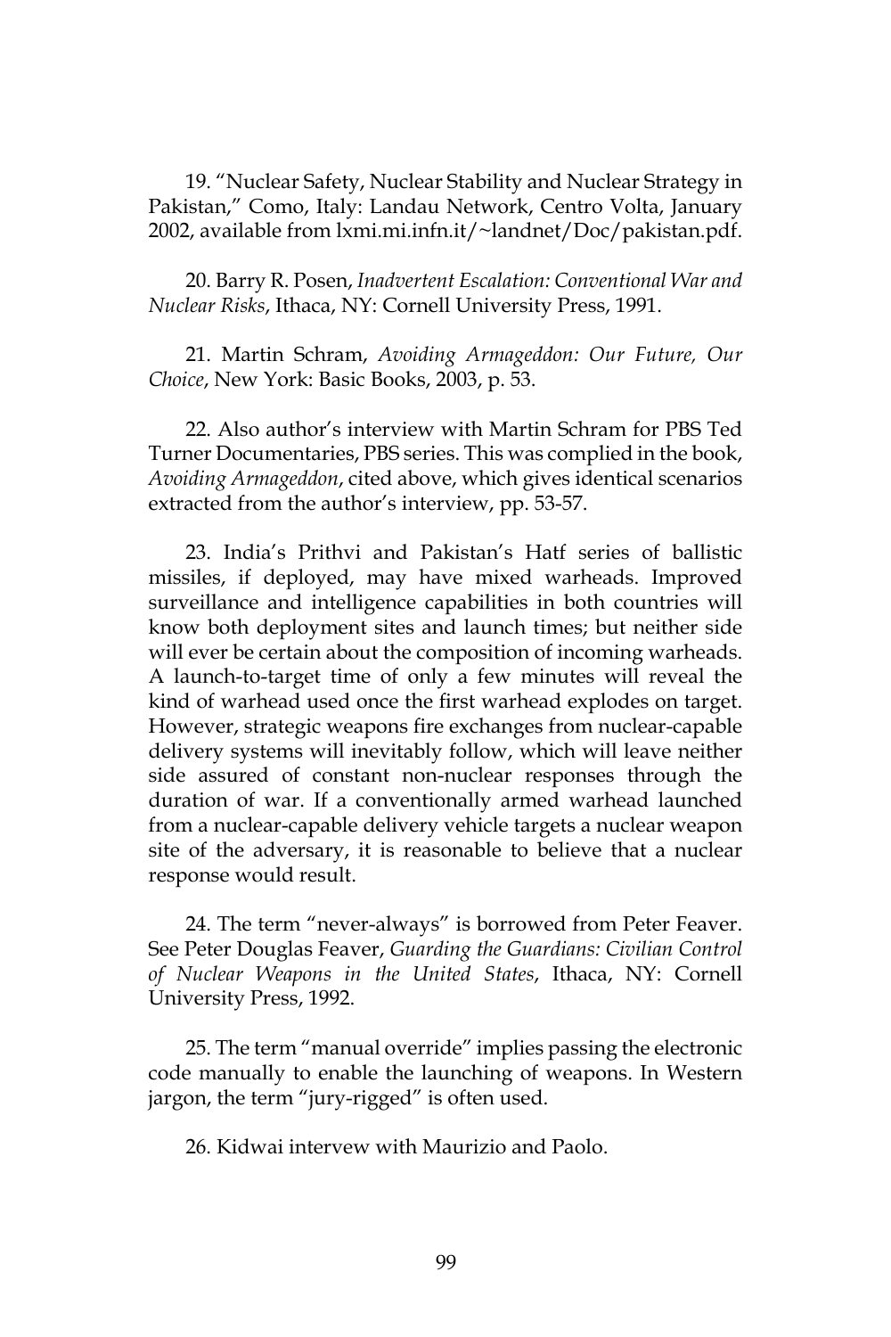19. "Nuclear Safety, Nuclear Stability and Nuclear Strategy in Pakistan," Como, Italy: Landau Network, Centro Volta, January 2002, available from lxmi.mi.infn.it/~landnet/Doc/pakistan.pdf.

20. Barry R. Posen, *Inadvertent Escalation: Conventional War and Nuclear Risks*, Ithaca, NY: Cornell University Press, 1991.

21. Martin Schram, *Avoiding Armageddon: Our Future, Our Choice*, New York: Basic Books, 2003, p. 53.

22. Also author's interview with Martin Schram for PBS Ted Turner Documentaries, PBS series. This was complied in the book, *Avoiding Armageddon*, cited above, which gives identical scenarios extracted from the author's interview, pp. 53-57.

23. India's Prithvi and Pakistan's Hatf series of ballistic missiles, if deployed, may have mixed warheads. Improved surveillance and intelligence capabilities in both countries will know both deployment sites and launch times; but neither side will ever be certain about the composition of incoming warheads. A launch-to-target time of only a few minutes will reveal the kind of warhead used once the first warhead explodes on target. However, strategic weapons fire exchanges from nuclear-capable delivery systems will inevitably follow, which will leave neither side assured of constant non-nuclear responses through the duration of war. If a conventionally armed warhead launched from a nuclear-capable delivery vehicle targets a nuclear weapon site of the adversary, it is reasonable to believe that a nuclear response would result.

24. The term "never-always" is borrowed from Peter Feaver. See Peter Douglas Feaver, *Guarding the Guardians: Civilian Control of Nuclear Weapons in the United States*, Ithaca, NY: Cornell University Press, 1992.

25. The term "manual override" implies passing the electronic code manually to enable the launching of weapons. In Western jargon, the term "jury-rigged" is often used.

26. Kidwai intervew with Maurizio and Paolo.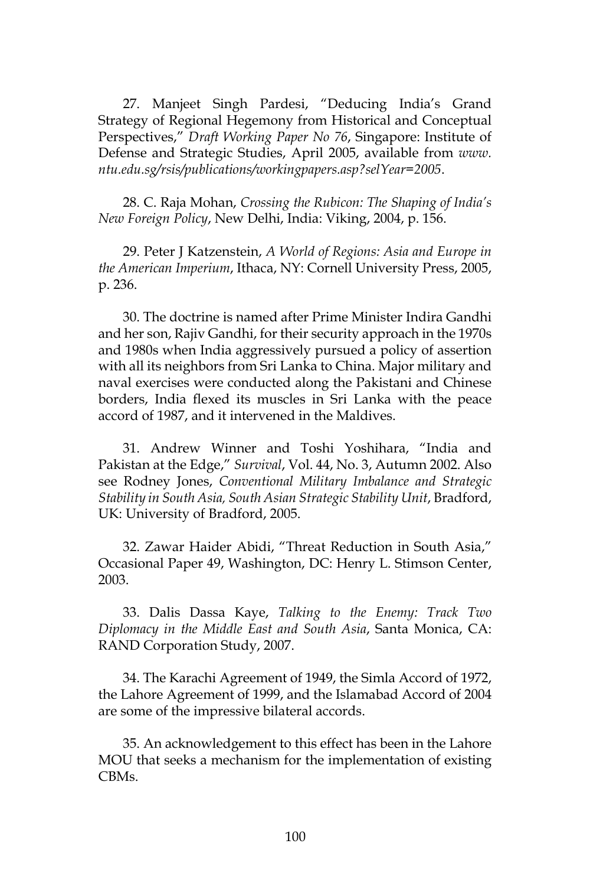27. Manjeet Singh Pardesi, "Deducing India's Grand Strategy of Regional Hegemony from Historical and Conceptual Perspectives," *Draft Working Paper No 76*, Singapore: Institute of Defense and Strategic Studies, April 2005, available from *www.ntu.edu.sg/rsis/publications/workingpapers.asp?selYear=2005*.

28. C. Raja Mohan, *Crossing the Rubicon: The Shaping of India's New Foreign Policy*, New Delhi, India: Viking, 2004, p. 156.

29. Peter J Katzenstein, *A World of Regions: Asia and Europe in the American Imperium*, Ithaca, NY: Cornell University Press, 2005, p. 236.

30. The doctrine is named after Prime Minister Indira Gandhi and her son, Rajiv Gandhi, for their security approach in the 1970s and 1980s when India aggressively pursued a policy of assertion with all its neighbors from Sri Lanka to China. Major military and naval exercises were conducted along the Pakistani and Chinese borders, India flexed its muscles in Sri Lanka with the peace accord of 1987, and it intervened in the Maldives.

31. Andrew Winner and Toshi Yoshihara, "India and Pakistan at the Edge," *Survival*, Vol. 44, No. 3, Autumn 2002. Also see Rodney Jones, *Conventional Military Imbalance and Strategic Stability in South Asia, South Asian Strategic Stability Unit*, Bradford, UK: University of Bradford, 2005.

32. Zawar Haider Abidi, "Threat Reduction in South Asia," Occasional Paper 49, Washington, DC: Henry L. Stimson Center, 2003.

33. Dalis Dassa Kaye, *Talking to the Enemy: Track Two Diplomacy in the Middle East and South Asia*, Santa Monica, CA: RAND Corporation Study, 2007.

34. The Karachi Agreement of 1949, the Simla Accord of 1972, the Lahore Agreement of 1999, and the Islamabad Accord of 2004 are some of the impressive bilateral accords.

35. An acknowledgement to this effect has been in the Lahore MOU that seeks a mechanism for the implementation of existing CBMs.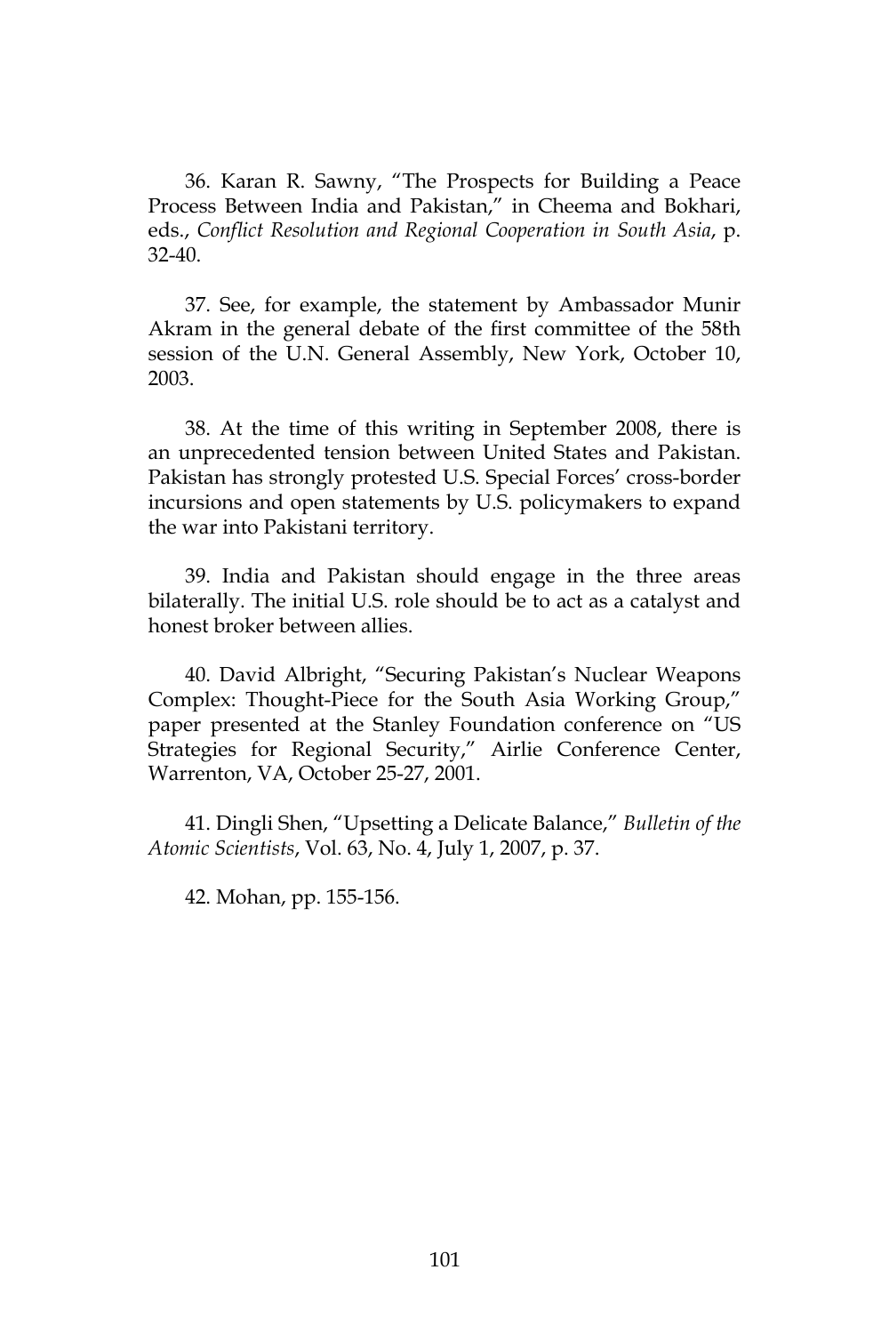36. Karan R. Sawny, "The Prospects for Building a Peace Process Between India and Pakistan," in Cheema and Bokhari, eds., *Conflict Resolution and Regional Cooperation in South Asia*, p. 32-40.

37. See, for example, the statement by Ambassador Munir Akram in the general debate of the first committee of the 58th session of the U.N. General Assembly, New York, October 10, 2003.

38. At the time of this writing in September 2008, there is an unprecedented tension between United States and Pakistan. Pakistan has strongly protested U.S. Special Forces' cross-border incursions and open statements by U.S. policymakers to expand the war into Pakistani territory.

39. India and Pakistan should engage in the three areas bilaterally. The initial U.S. role should be to act as a catalyst and honest broker between allies.

40. David Albright, "Securing Pakistan's Nuclear Weapons Complex: Thought-Piece for the South Asia Working Group," paper presented at the Stanley Foundation conference on "US Strategies for Regional Security," Airlie Conference Center, Warrenton, VA, October 25-27, 2001.

41. Dingli Shen, "Upsetting a Delicate Balance," *Bulletin of the Atomic Scientists*, Vol. 63, No. 4, July 1, 2007, p. 37.

42. Mohan, pp. 155-156.